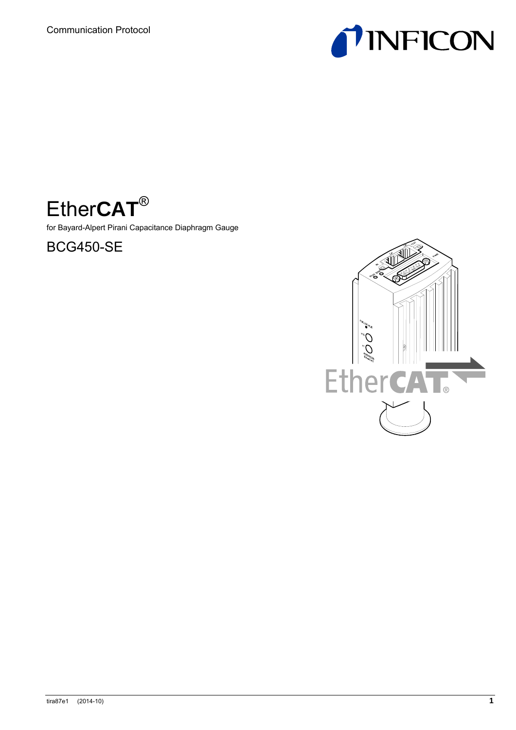Communication Protocol

# EtherCAT®

for Bayard-Alpert Pirani Capacitance Diaphragm Gauge

## BCG450-SE

tira87e1 (2014-10)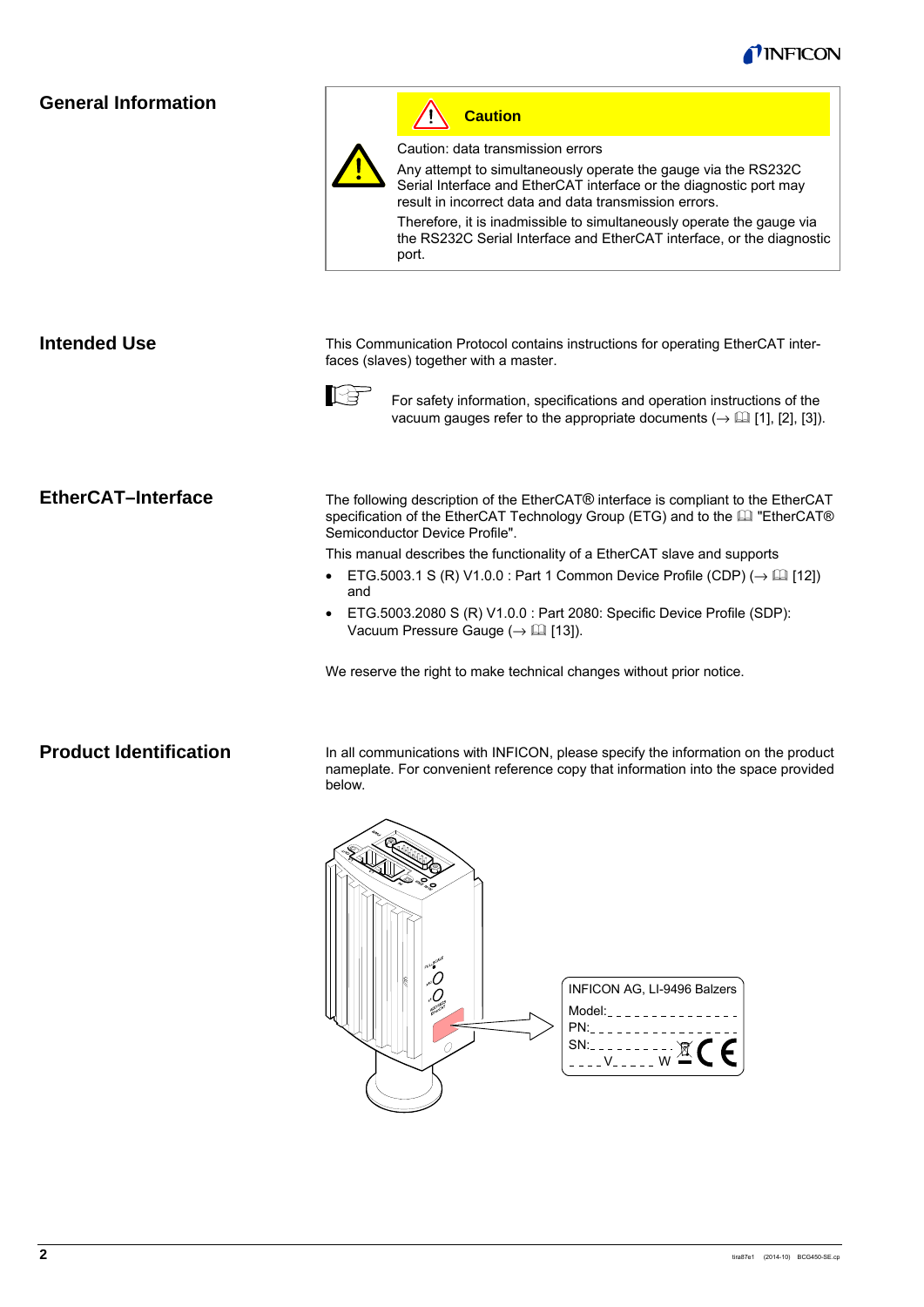## General Information

**Caution**

Caution: data transmission errors

Any attempt to simultaneously operate the gauge via the RS232C Serial Interface and EtherCAT interface or the diagnostic port may result in incorrect data and data transmission errors.

Therefore, it is inadmissible to simultaneously operate the gauge via the RS232C Serial Interface and EtherCAT interface, or the diagnostic port.

## Intended Use

This Communication Protocol contains instructions for operating EtherCAT interfaces (slaves) together with a master.

For safety information, specifications and operation instructions of the vacuum gauges refer to the appropriate documents (→ 🕮 [1], [2], [3]).

## EtherCAT–Interface

The following description of the EtherCAT® interface is compliant to the EtherCAT specification of the EtherCAT Technology Group (ETG) and to the 🕮 "EtherCAT® Semiconductor Device Profile".

This manual describes the functionality of a EtherCAT slave and supports

- ETG.5003.1 S (R) V1.0.0 : Part 1 Common Device Profile (CDP) (→ 🕮 [12]) and
- ETG.5003.2080 S (R) V1.0.0 : Part 2080: Specific Device Profile (SDP): Vacuum Pressure Gauge (→ 🕮 [13]).

We reserve the right to make technical changes without prior notice.

## Product Identification

In all communications with INFICON, please specify the information on the product nameplate. For convenient reference copy that information into the space provided below.

INFICON AG, LI-9496 Balzers
Model:_ _ _ _ _ _ _ _ _ _ _ _ _ _ _
PN:_ _ _ _ _ _ _ _ _ _ _ _ _ _ _ _ _
SN:_ _ _ _ _ _ _ _ _ _
_ _ _ _ V_ _ _ _ _ W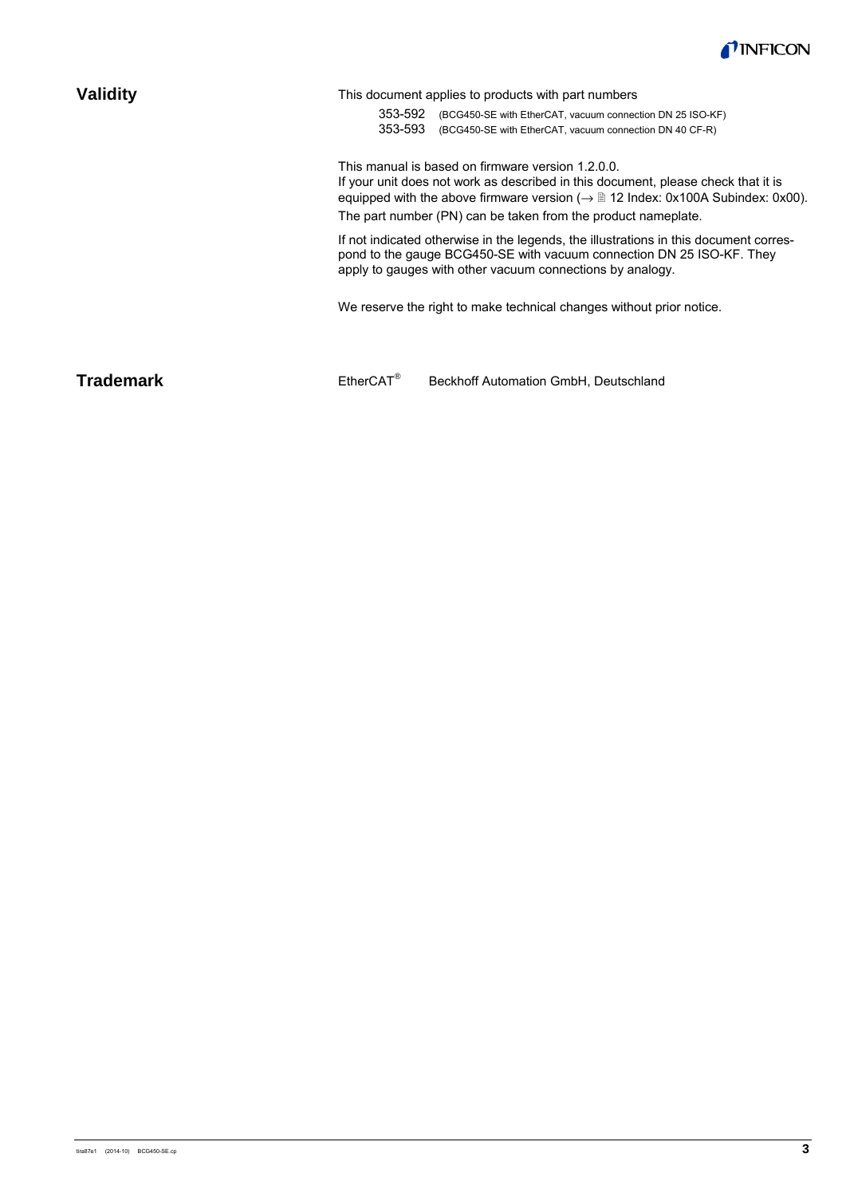## Validity

This document applies to products with part numbers

353-592 (BCG450-SE with EtherCAT, vacuum connection DN 25 ISO-KF)
353-593 (BCG450-SE with EtherCAT, vacuum connection DN 40 CF-R)

This manual is based on firmware version 1.2.0.0.
If your unit does not work as described in this document, please check that it is equipped with the above firmware version (→ 🗎 12 Index: 0x100A Subindex: 0x00).
The part number (PN) can be taken from the product nameplate.

If not indicated otherwise in the legends, the illustrations in this document correspond to the gauge BCG450-SE with vacuum connection DN 25 ISO-KF. They apply to gauges with other vacuum connections by analogy.

We reserve the right to make technical changes without prior notice.

## Trademark

EtherCAT® Beckhoff Automation GmbH, Deutschland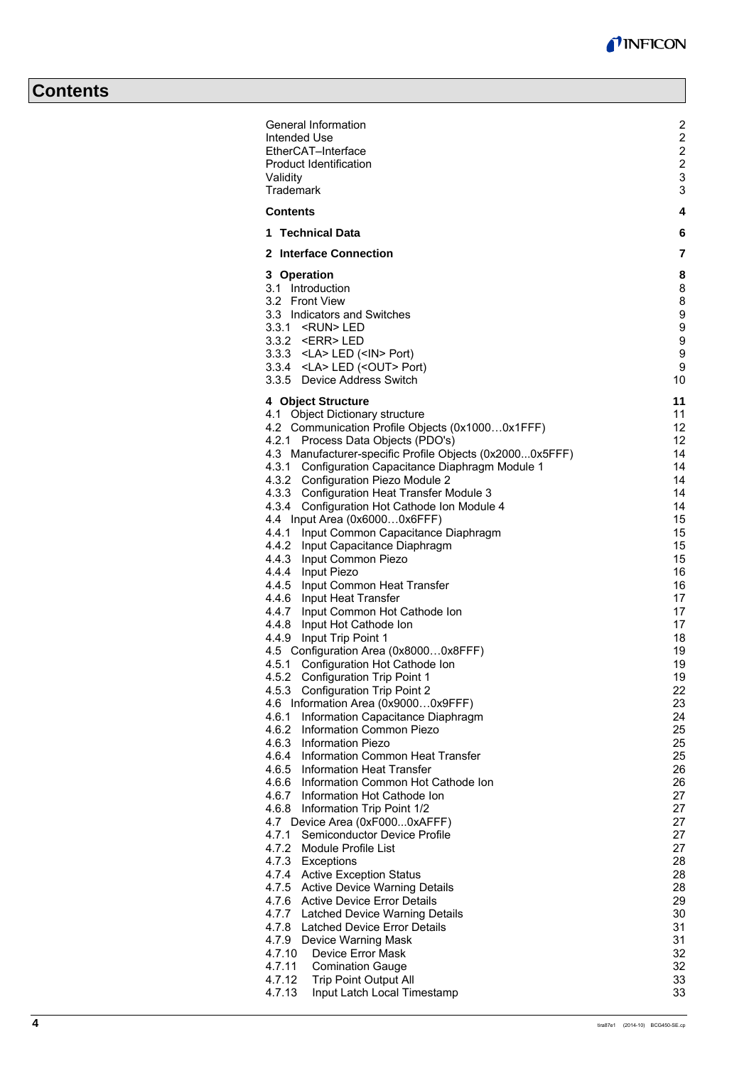# Contents

| | |
|---|---|
| General Information | 2 |
| Intended Use | 2 |
| EtherCAT–Interface | 2 |
| Product Identification | 2 |
| Validity | 3 |
| Trademark | 3 |
| **Contents** | **4** |
| **1 Technical Data** | **6** |
| **2 Interface Connection** | **7** |
| **3 Operation** | **8** |
| 3.1 Introduction | 8 |
| 3.2 Front View | 8 |
| 3.3 Indicators and Switches | 9 |
| 3.3.1 <RUN> LED | 9 |
| 3.3.2 <ERR> LED | 9 |
| 3.3.3 <LA> LED (<IN> Port) | 9 |
| 3.3.4 <LA> LED (<OUT> Port) | 9 |
| 3.3.5 Device Address Switch | 10 |
| **4 Object Structure** | **11** |
| 4.1 Object Dictionary structure | 11 |
| 4.2 Communication Profile Objects (0x1000…0x1FFF) | 12 |
| 4.2.1 Process Data Objects (PDO's) | 12 |
| 4.3 Manufacturer-specific Profile Objects (0x2000...0x5FFF) | 14 |
| 4.3.1 Configuration Capacitance Diaphragm Module 1 | 14 |
| 4.3.2 Configuration Piezo Module 2 | 14 |
| 4.3.3 Configuration Heat Transfer Module 3 | 14 |
| 4.3.4 Configuration Hot Cathode Ion Module 4 | 14 |
| 4.4 Input Area (0x6000…0x6FFF) | 15 |
| 4.4.1 Input Common Capacitance Diaphragm | 15 |
| 4.4.2 Input Capacitance Diaphragm | 15 |
| 4.4.3 Input Common Piezo | 15 |
| 4.4.4 Input Piezo | 16 |
| 4.4.5 Input Common Heat Transfer | 16 |
| 4.4.6 Input Heat Transfer | 17 |
| 4.4.7 Input Common Hot Cathode Ion | 17 |
| 4.4.8 Input Hot Cathode Ion | 17 |
| 4.4.9 Input Trip Point 1 | 18 |
| 4.5 Configuration Area (0x8000…0x8FFF) | 19 |
| 4.5.1 Configuration Hot Cathode Ion | 19 |
| 4.5.2 Configuration Trip Point 1 | 19 |
| 4.5.3 Configuration Trip Point 2 | 22 |
| 4.6 Information Area (0x9000…0x9FFF) | 23 |
| 4.6.1 Information Capacitance Diaphragm | 24 |
| 4.6.2 Information Common Piezo | 25 |
| 4.6.3 Information Piezo | 25 |
| 4.6.4 Information Common Heat Transfer | 25 |
| 4.6.5 Information Heat Transfer | 26 |
| 4.6.6 Information Common Hot Cathode Ion | 26 |
| 4.6.7 Information Hot Cathode Ion | 27 |
| 4.6.8 Information Trip Point 1/2 | 27 |
| 4.7 Device Area (0xF000...0xAFFF) | 27 |
| 4.7.1 Semiconductor Device Profile | 27 |
| 4.7.2 Module Profile List | 27 |
| 4.7.3 Exceptions | 28 |
| 4.7.4 Active Exception Status | 28 |
| 4.7.5 Active Device Warning Details | 28 |
| 4.7.6 Active Device Error Details | 29 |
| 4.7.7 Latched Device Warning Details | 30 |
| 4.7.8 Latched Device Error Details | 31 |
| 4.7.9 Device Warning Mask | 31 |
| 4.7.10 Device Error Mask | 32 |
| 4.7.11 Comination Gauge | 32 |
| 4.7.12 Trip Point Output All | 33 |
| 4.7.13 Input Latch Local Timestamp | 33 |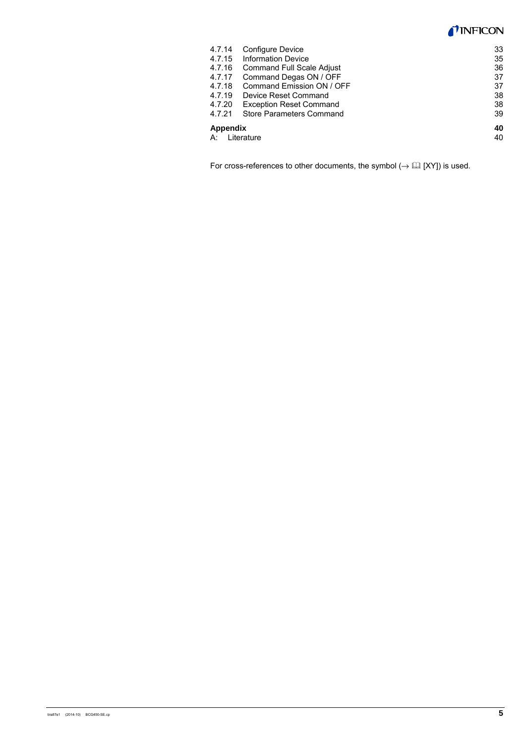| | | |
|---|---|---|
| 4.7.14 | Configure Device | 33 |
| 4.7.15 | Information Device | 35 |
| 4.7.16 | Command Full Scale Adjust | 36 |
| 4.7.17 | Command Degas ON / OFF | 37 |
| 4.7.18 | Command Emission ON / OFF | 37 |
| 4.7.19 | Device Reset Command | 38 |
| 4.7.20 | Exception Reset Command | 38 |
| 4.7.21 | Store Parameters Command | 39 |
| **Appendix** | | **40** |
| A: | Literature | 40 |

For cross-references to other documents, the symbol (→ 🕮 [XY]) is used.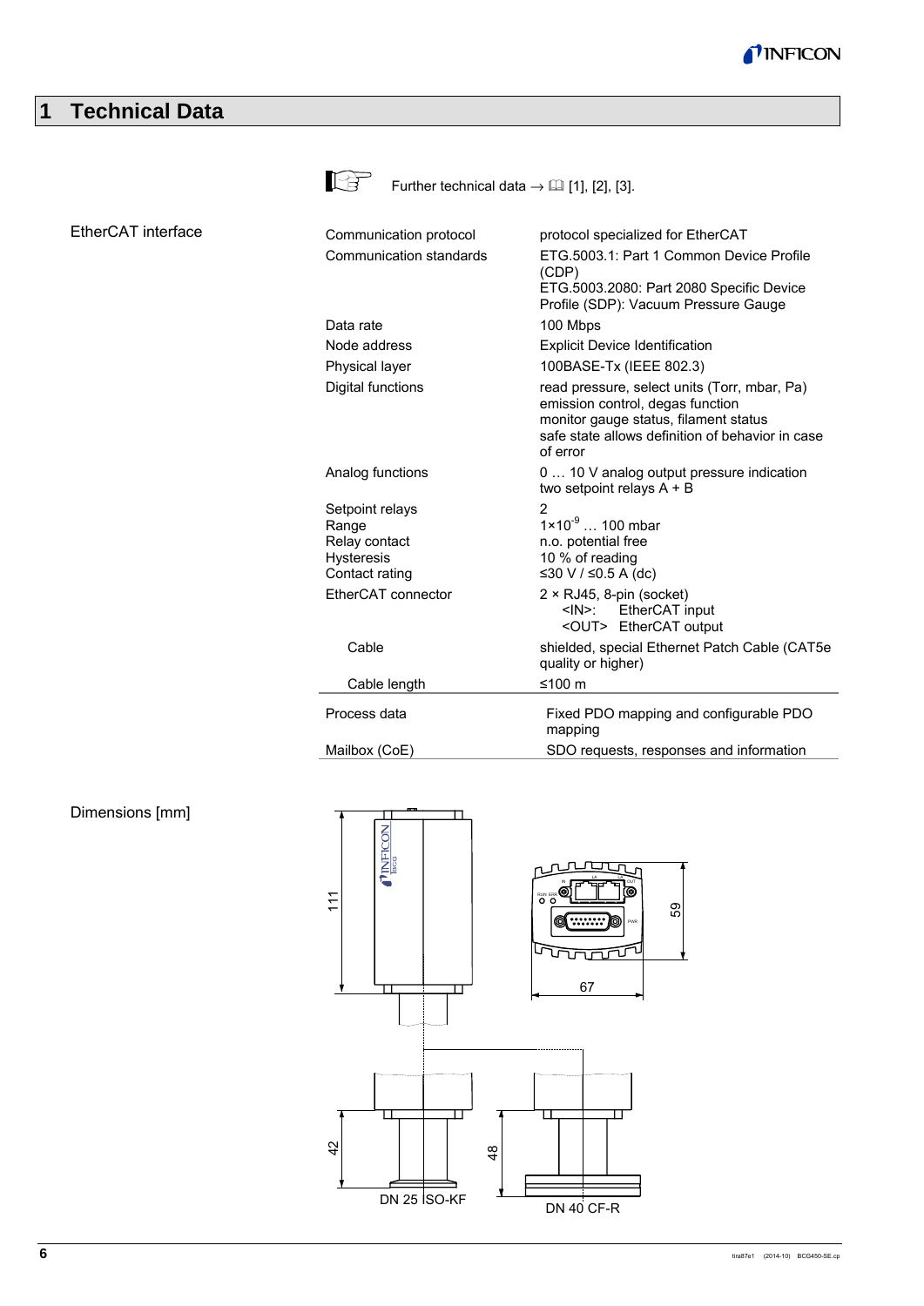# 1 Technical Data

Further technical data → 📖 [1], [2], [3].

EtherCAT interface

| | |
|---|---|
| Communication protocol | protocol specialized for EtherCAT |
| Communication standards | ETG.5003.1: Part 1 Common Device Profile (CDP)<br>ETG.5003.2080: Part 2080 Specific Device Profile (SDP): Vacuum Pressure Gauge |
| Data rate | 100 Mbps |
| Node address | Explicit Device Identification |
| Physical layer | 100BASE-Tx (IEEE 802.3) |
| Digital functions | read pressure, select units (Torr, mbar, Pa)<br>emission control, degas function<br>monitor gauge status, filament status<br>safe state allows definition of behavior in case of error |
| Analog functions | 0 … 10 V analog output pressure indication<br>two setpoint relays A + B |
| Setpoint relays | 2 |
| Range | $1\times10^{-9}$ … 100 mbar |
| Relay contact | n.o. potential free |
| Hysteresis | 10 % of reading |
| Contact rating | ≤30 V / ≤0.5 A (dc) |
| EtherCAT connector | 2 × RJ45, 8-pin (socket)<br>&lt;IN&gt;: EtherCAT input<br>&lt;OUT&gt; EtherCAT output |
| Cable | shielded, special Ethernet Patch Cable (CAT5e quality or higher) |
| Cable length | ≤100 m |
| Process data | Fixed PDO mapping and configurable PDO mapping |
| Mailbox (CoE) | SDO requests, responses and information |

Dimensions [mm]

111, 59, 67, 42, 48

DN 25 ISO-KF

DN 40 CF-R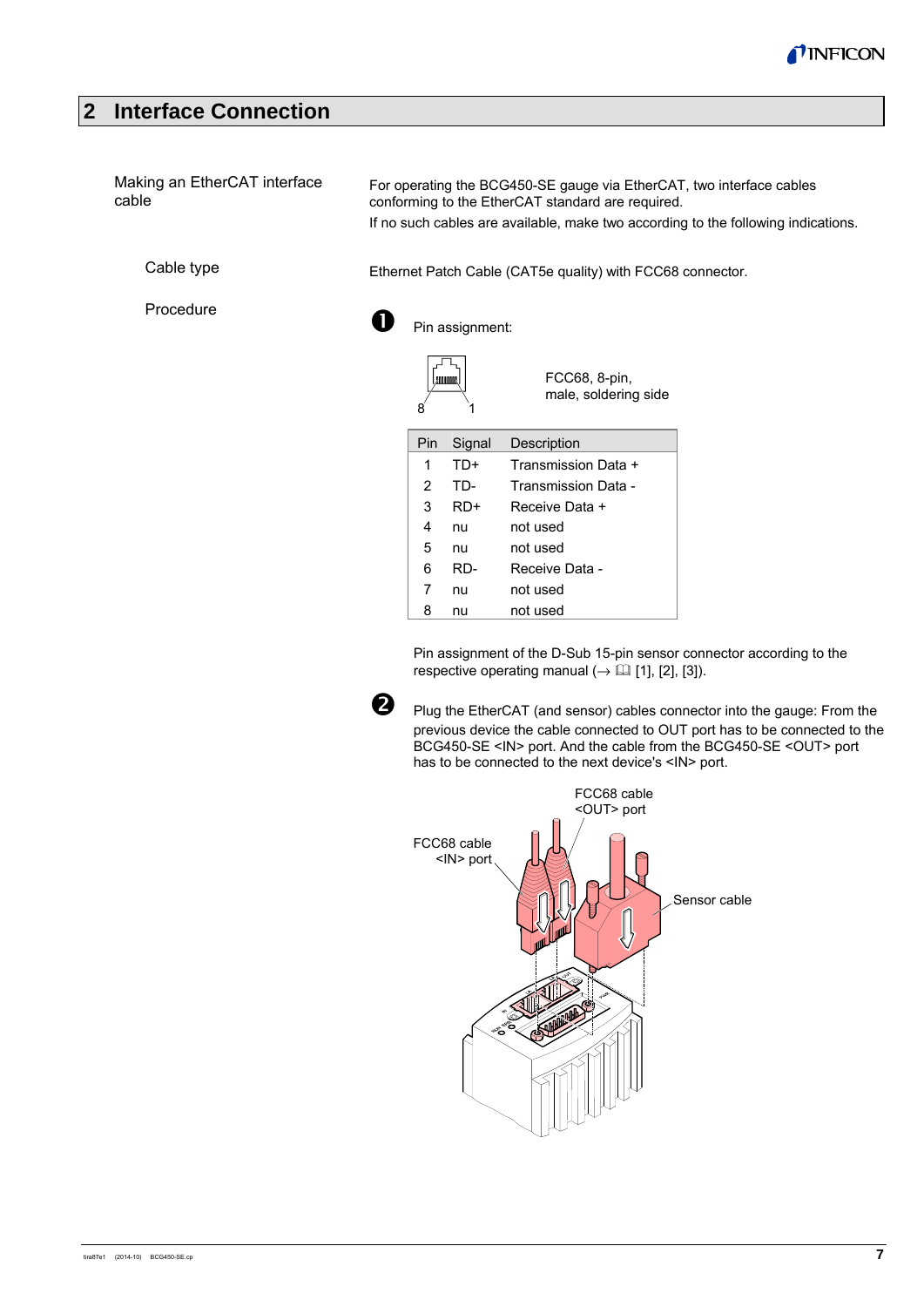# 2 Interface Connection

**Making an EtherCAT interface cable**

For operating the BCG450-SE gauge via EtherCAT, two interface cables conforming to the EtherCAT standard are required.

If no such cables are available, make two according to the following indications.

**Cable type**

Ethernet Patch Cable (CAT5e quality) with FCC68 connector.

**Procedure**

❶ Pin assignment:

FCC68, 8-pin, male, soldering side

| Pin | Signal | Description |
|---|---|---|
| 1 | TD+ | Transmission Data + |
| 2 | TD- | Transmission Data - |
| 3 | RD+ | Receive Data + |
| 4 | nu | not used |
| 5 | nu | not used |
| 6 | RD- | Receive Data - |
| 7 | nu | not used |
| 8 | nu | not used |

Pin assignment of the D-Sub 15-pin sensor connector according to the respective operating manual (→ 📖 [1], [2], [3]).

❷ Plug the EtherCAT (and sensor) cables connector into the gauge: From the previous device the cable connected to OUT port has to be connected to the BCG450-SE <IN> port. And the cable from the BCG450-SE <OUT> port has to be connected to the next device's <IN> port.

FCC68 cable <OUT> port

FCC68 cable <IN> port

Sensor cable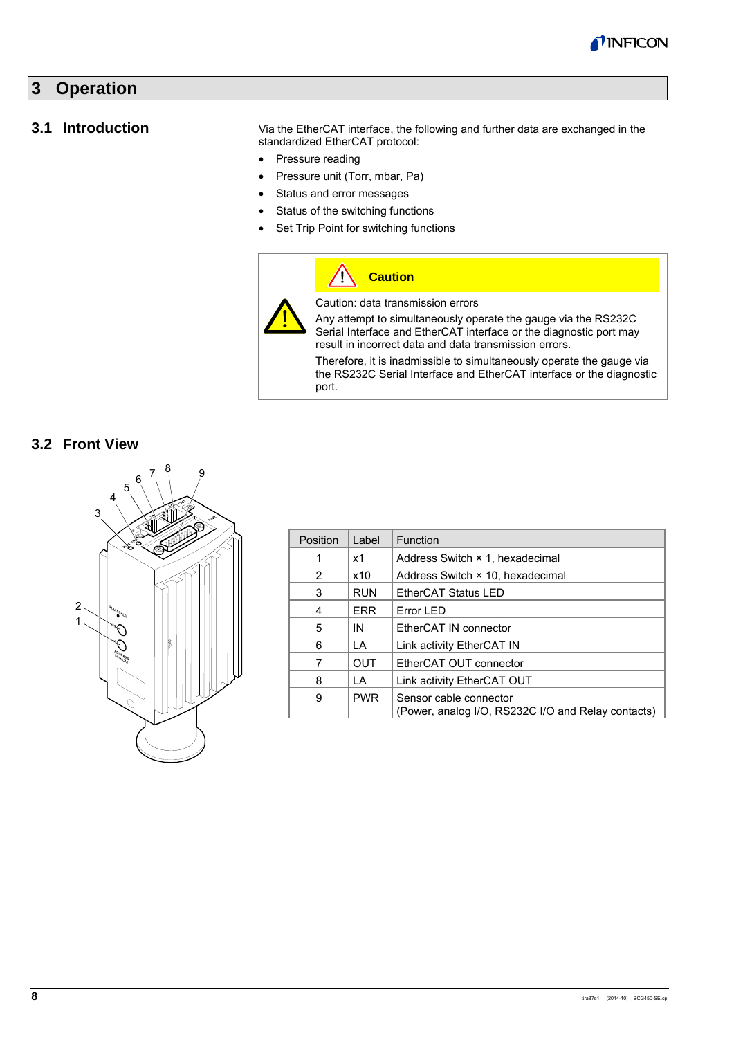# 3 Operation

## 3.1 Introduction

Via the EtherCAT interface, the following and further data are exchanged in the standardized EtherCAT protocol:

- Pressure reading
- Pressure unit (Torr, mbar, Pa)
- Status and error messages
- Status of the switching functions
- Set Trip Point for switching functions

> **Caution**
>
> Caution: data transmission errors
>
> Any attempt to simultaneously operate the gauge via the RS232C Serial Interface and EtherCAT interface or the diagnostic port may result in incorrect data and data transmission errors.
>
> Therefore, it is inadmissible to simultaneously operate the gauge via the RS232C Serial Interface and EtherCAT interface or the diagnostic port.

## 3.2 Front View

| Position | Label | Function |
|---|---|---|
| 1 | x1 | Address Switch × 1, hexadecimal |
| 2 | x10 | Address Switch × 10, hexadecimal |
| 3 | RUN | EtherCAT Status LED |
| 4 | ERR | Error LED |
| 5 | IN | EtherCAT IN connector |
| 6 | LA | Link activity EtherCAT IN |
| 7 | OUT | EtherCAT OUT connector |
| 8 | LA | Link activity EtherCAT OUT |
| 9 | PWR | Sensor cable connector (Power, analog I/O, RS232C I/O and Relay contacts) |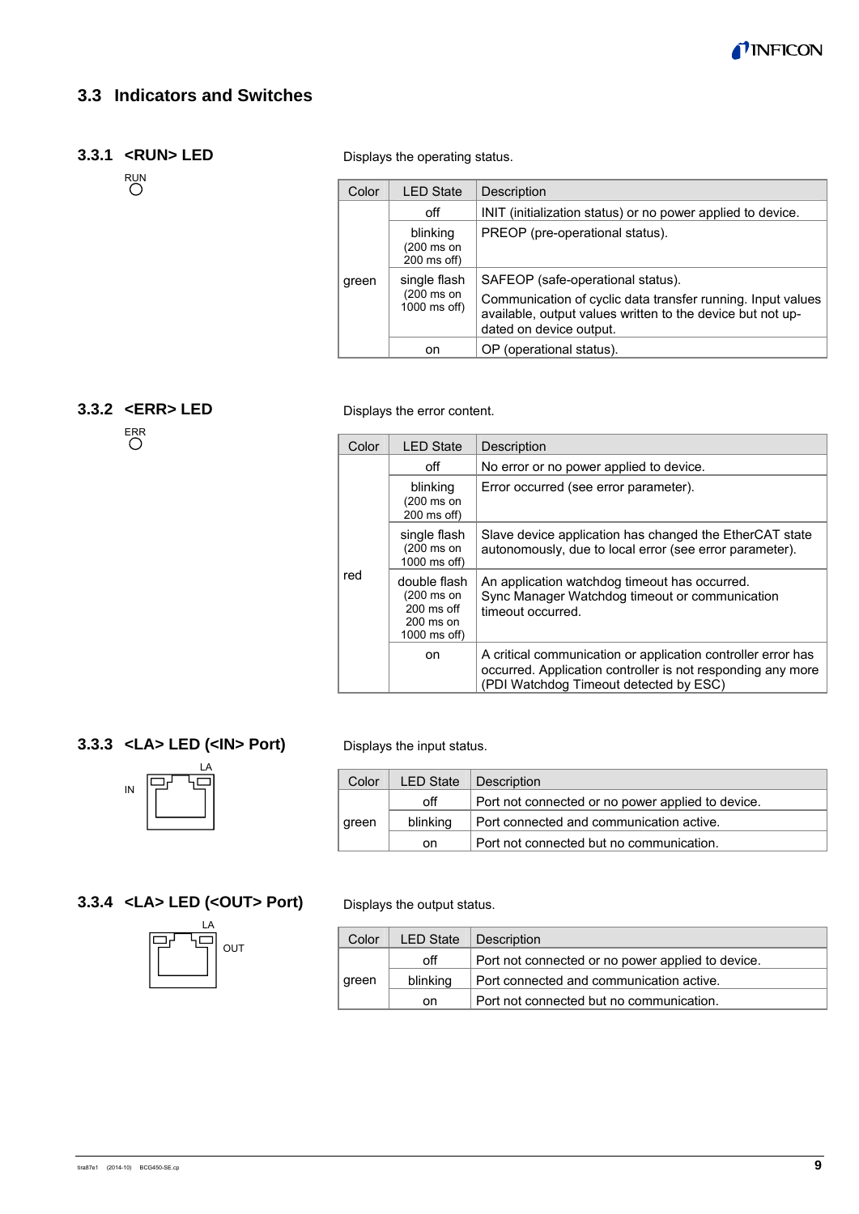## 3.3 Indicators and Switches

### 3.3.1 <RUN> LED

RUN

Displays the operating status.

| Color | LED State | Description |
|---|---|---|
| green | off | INIT (initialization status) or no power applied to device. |
| | blinking (200 ms on 200 ms off) | PREOP (pre-operational status). |
| | single flash (200 ms on 1000 ms off) | SAFEOP (safe-operational status). Communication of cyclic data transfer running. Input values available, output values written to the device but not updated on device output. |
| | on | OP (operational status). |

### 3.3.2 <ERR> LED

ERR

Displays the error content.

| Color | LED State | Description |
|---|---|---|
| red | off | No error or no power applied to device. |
| | blinking (200 ms on 200 ms off) | Error occurred (see error parameter). |
| | single flash (200 ms on 1000 ms off) | Slave device application has changed the EtherCAT state autonomously, due to local error (see error parameter). |
| | double flash (200 ms on 200 ms off 200 ms on 1000 ms off) | An application watchdog timeout has occurred. Sync Manager Watchdog timeout or communication timeout occurred. |
| | on | A critical communication or application controller error has occurred. Application controller is not responding any more (PDI Watchdog Timeout detected by ESC) |

### 3.3.3 <LA> LED (<IN> Port)

LA

IN

Displays the input status.

| Color | LED State | Description |
|---|---|---|
| green | off | Port not connected or no power applied to device. |
| | blinking | Port connected and communication active. |
| | on | Port not connected but no communication. |

### 3.3.4 <LA> LED (<OUT> Port)

LA

OUT

Displays the output status.

| Color | LED State | Description |
|---|---|---|
| green | off | Port not connected or no power applied to device. |
| | blinking | Port connected and communication active. |
| | on | Port not connected but no communication. |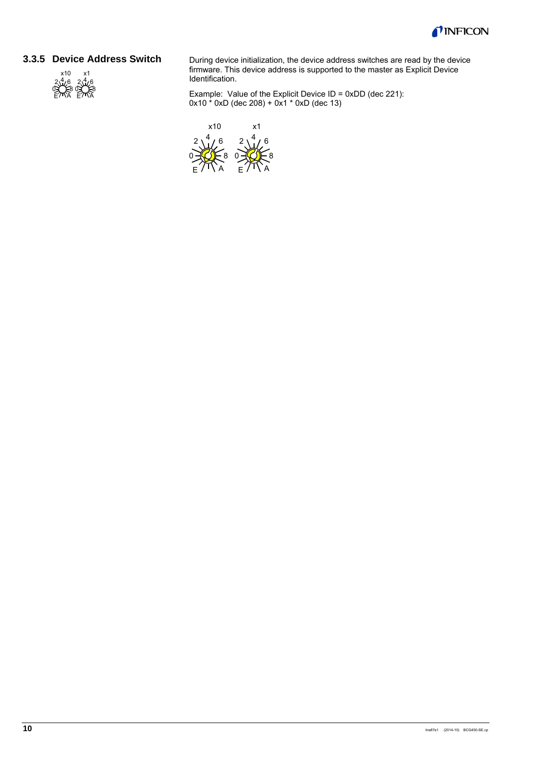### 3.3.5 Device Address Switch

During device initialization, the device address switches are read by the device firmware. This device address is supported to the master as Explicit Device Identification.

Example: Value of the Explicit Device ID = 0xDD (dec 221):
0x10 * 0xD (dec 208) + 0x1 * 0xD (dec 13)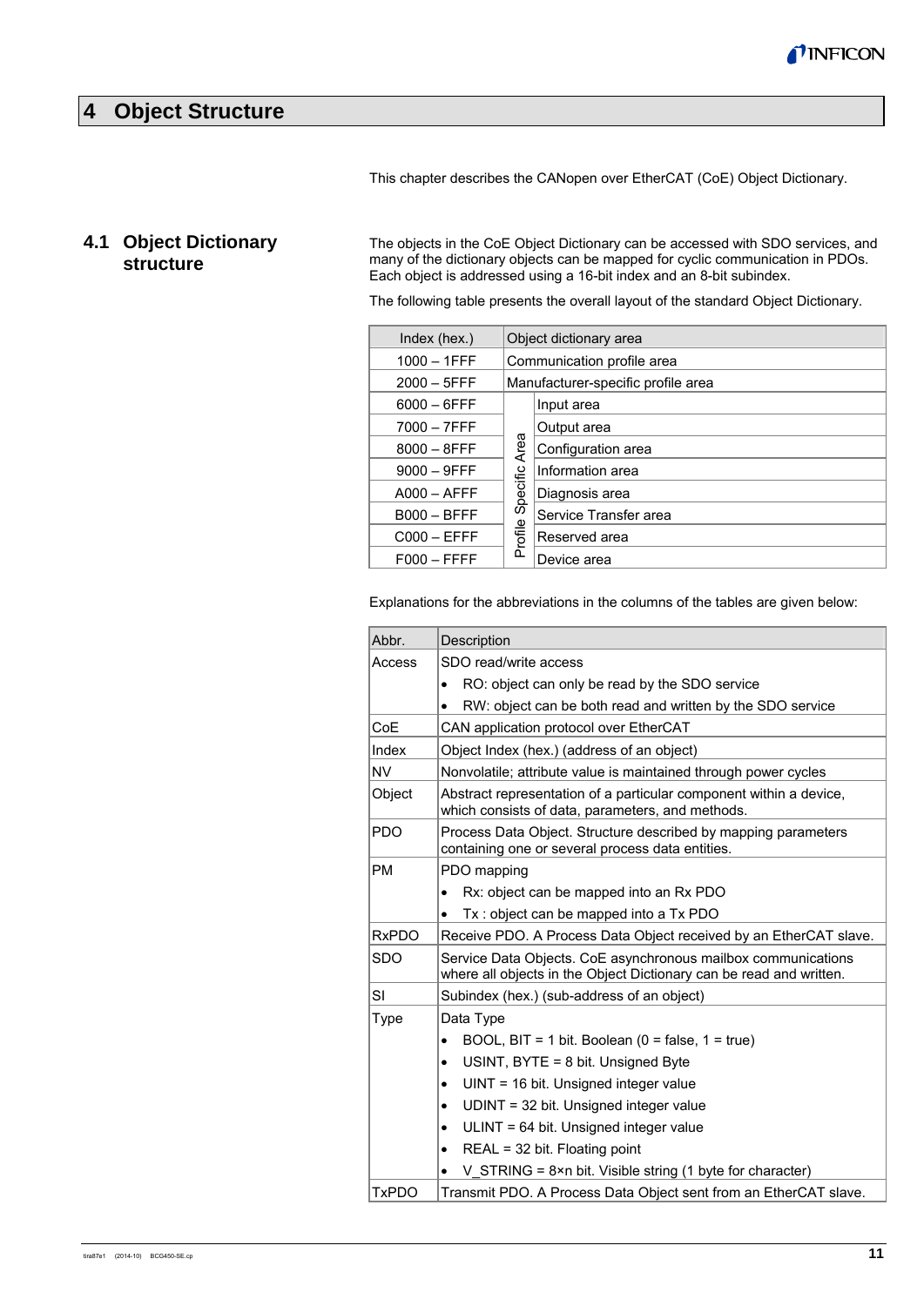# 4 Object Structure

This chapter describes the CANopen over EtherCAT (CoE) Object Dictionary.

## 4.1 Object Dictionary structure

The objects in the CoE Object Dictionary can be accessed with SDO services, and many of the dictionary objects can be mapped for cyclic communication in PDOs. Each object is addressed using a 16-bit index and an 8-bit subindex.

The following table presents the overall layout of the standard Object Dictionary.

| Index (hex.) | Object dictionary area | |
|---|---|---|
| 1000 – 1FFF | Communication profile area | |
| 2000 – 5FFF | Manufacturer-specific profile area | |
| 6000 – 6FFF | Profile Specific Area | Input area |
| 7000 – 7FFF | | Output area |
| 8000 – 8FFF | | Configuration area |
| 9000 – 9FFF | | Information area |
| A000 – AFFF | | Diagnosis area |
| B000 – BFFF | | Service Transfer area |
| C000 – EFFF | | Reserved area |
| F000 – FFFF | | Device area |

Explanations for the abbreviations in the columns of the tables are given below:

| Abbr. | Description |
|---|---|
| Access | SDO read/write access<br>• RO: object can only be read by the SDO service<br>• RW: object can be both read and written by the SDO service |
| CoE | CAN application protocol over EtherCAT |
| Index | Object Index (hex.) (address of an object) |
| NV | Nonvolatile; attribute value is maintained through power cycles |
| Object | Abstract representation of a particular component within a device, which consists of data, parameters, and methods. |
| PDO | Process Data Object. Structure described by mapping parameters containing one or several process data entities. |
| PM | PDO mapping<br>• Rx: object can be mapped into an Rx PDO<br>• Tx : object can be mapped into a Tx PDO |
| RxPDO | Receive PDO. A Process Data Object received by an EtherCAT slave. |
| SDO | Service Data Objects. CoE asynchronous mailbox communications where all objects in the Object Dictionary can be read and written. |
| SI | Subindex (hex.) (sub-address of an object) |
| Type | Data Type<br>• BOOL, BIT = 1 bit. Boolean (0 = false, 1 = true)<br>• USINT, BYTE = 8 bit. Unsigned Byte<br>• UINT = 16 bit. Unsigned integer value<br>• UDINT = 32 bit. Unsigned integer value<br>• ULINT = 64 bit. Unsigned integer value<br>• REAL = 32 bit. Floating point<br>• V_STRING = 8×n bit. Visible string (1 byte for character) |
| TxPDO | Transmit PDO. A Process Data Object sent from an EtherCAT slave. |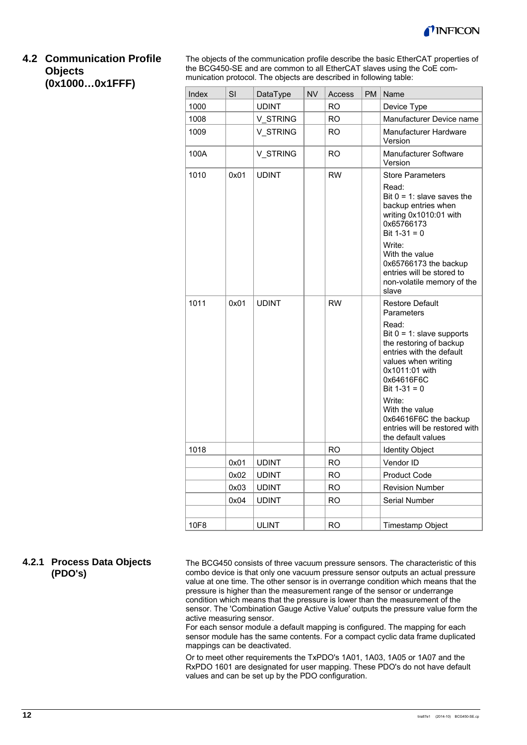## 4.2 Communication Profile Objects (0x1000…0x1FFF)

The objects of the communication profile describe the basic EtherCAT properties of the BCG450-SE and are common to all EtherCAT slaves using the CoE communication protocol. The objects are described in following table:

| Index | SI | DataType | NV | Access | PM | Name |
|---|---|---|---|---|---|---|
| 1000 | | UDINT | | RO | | Device Type |
| 1008 | | V_STRING | | RO | | Manufacturer Device name |
| 1009 | | V_STRING | | RO | | Manufacturer Hardware Version |
| 100A | | V_STRING | | RO | | Manufacturer Software Version |
| 1010 | 0x01 | UDINT | | RW | | Store Parameters<br>Read:<br>Bit 0 = 1: slave saves the backup entries when writing 0x1010:01 with 0x65766173<br>Bit 1-31 = 0<br>Write:<br>With the value 0x65766173 the backup entries will be stored to non-volatile memory of the slave |
| 1011 | 0x01 | UDINT | | RW | | Restore Default Parameters<br>Read:<br>Bit 0 = 1: slave supports the restoring of backup entries with the default values when writing 0x1011:01 with 0x64616F6C<br>Bit 1-31 = 0<br>Write:<br>With the value 0x64616F6C the backup entries will be restored with the default values |
| 1018 | | | | RO | | Identity Object |
| | 0x01 | UDINT | | RO | | Vendor ID |
| | 0x02 | UDINT | | RO | | Product Code |
| | 0x03 | UDINT | | RO | | Revision Number |
| | 0x04 | UDINT | | RO | | Serial Number |
| | | | | | | |
| 10F8 | | ULINT | | RO | | Timestamp Object |

### 4.2.1 Process Data Objects (PDO's)

The BCG450 consists of three vacuum pressure sensors. The characteristic of this combo device is that only one vacuum pressure sensor outputs an actual pressure value at one time. The other sensor is in overrange condition which means that the pressure is higher than the measurement range of the sensor or underrange condition which means that the pressure is lower than the measurement of the sensor. The 'Combination Gauge Active Value' outputs the pressure value form the active measuring sensor.
For each sensor module a default mapping is configured. The mapping for each sensor module has the same contents. For a compact cyclic data frame duplicated mappings can be deactivated.

Or to meet other requirements the TxPDO's 1A01, 1A03, 1A05 or 1A07 and the RxPDO 1601 are designated for user mapping. These PDO's do not have default values and can be set up by the PDO configuration.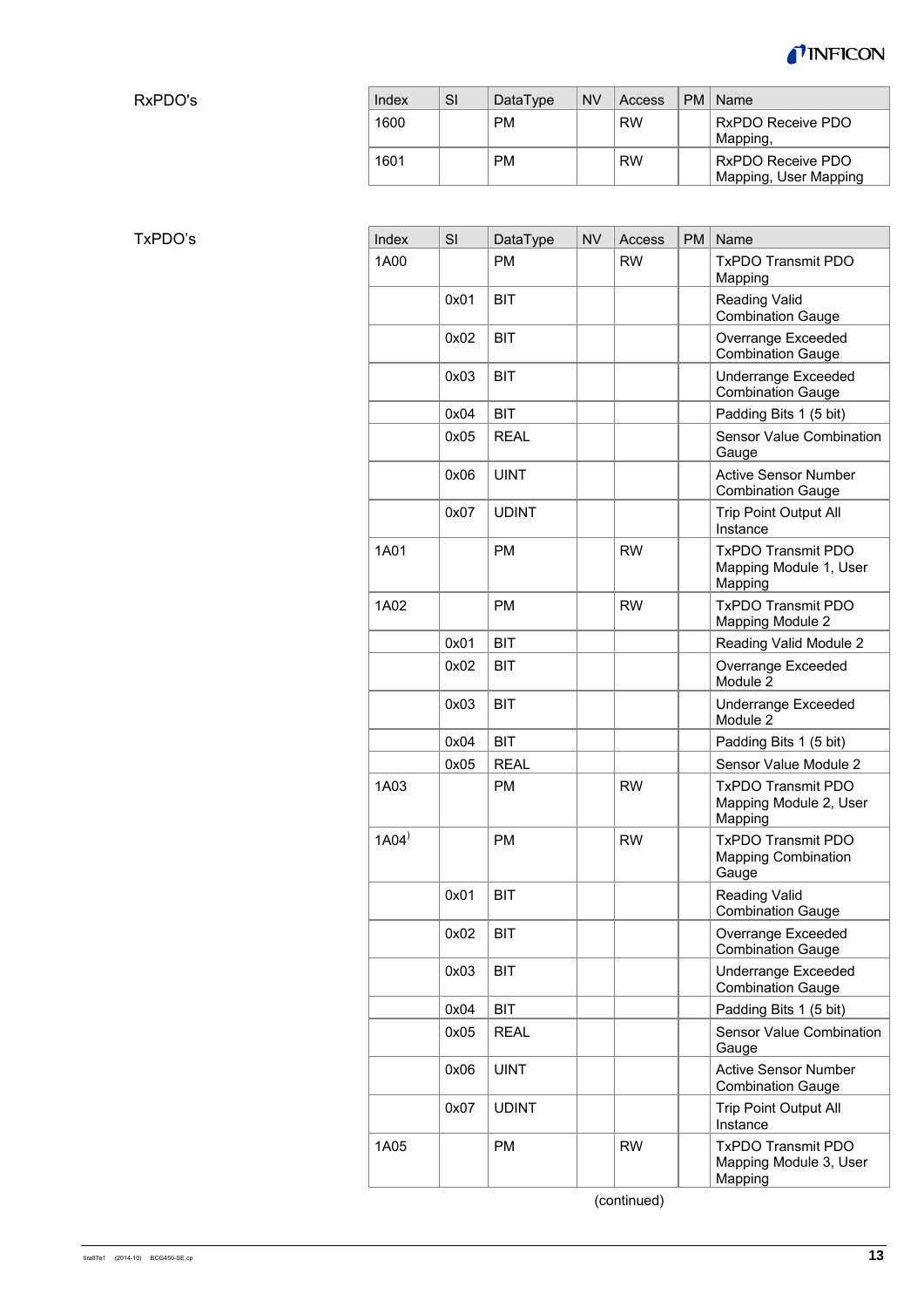RxPDO's

| Index | SI | DataType | NV | Access | PM | Name |
|---|---|---|---|---|---|---|
| 1600 | | PM | | RW | | RxPDO Receive PDO Mapping, |
| 1601 | | PM | | RW | | RxPDO Receive PDO Mapping, User Mapping |

TxPDO's

| Index | SI | DataType | NV | Access | PM | Name |
|---|---|---|---|---|---|---|
| 1A00 | | PM | | RW | | TxPDO Transmit PDO Mapping |
| | 0x01 | BIT | | | | Reading Valid Combination Gauge |
| | 0x02 | BIT | | | | Overrange Exceeded Combination Gauge |
| | 0x03 | BIT | | | | Underrange Exceeded Combination Gauge |
| | 0x04 | BIT | | | | Padding Bits 1 (5 bit) |
| | 0x05 | REAL | | | | Sensor Value Combination Gauge |
| | 0x06 | UINT | | | | Active Sensor Number Combination Gauge |
| | 0x07 | UDINT | | | | Trip Point Output All Instance |
| 1A01 | | PM | | RW | | TxPDO Transmit PDO Mapping Module 1, User Mapping |
| 1A02 | | PM | | RW | | TxPDO Transmit PDO Mapping Module 2 |
| | 0x01 | BIT | | | | Reading Valid Module 2 |
| | 0x02 | BIT | | | | Overrange Exceeded Module 2 |
| | 0x03 | BIT | | | | Underrange Exceeded Module 2 |
| | 0x04 | BIT | | | | Padding Bits 1 (5 bit) |
| | 0x05 | REAL | | | | Sensor Value Module 2 |
| 1A03 | | PM | | RW | | TxPDO Transmit PDO Mapping Module 2, User Mapping |
| 1A04) | | PM | | RW | | TxPDO Transmit PDO Mapping Combination Gauge |
| | 0x01 | BIT | | | | Reading Valid Combination Gauge |
| | 0x02 | BIT | | | | Overrange Exceeded Combination Gauge |
| | 0x03 | BIT | | | | Underrange Exceeded Combination Gauge |
| | 0x04 | BIT | | | | Padding Bits 1 (5 bit) |
| | 0x05 | REAL | | | | Sensor Value Combination Gauge |
| | 0x06 | UINT | | | | Active Sensor Number Combination Gauge |
| | 0x07 | UDINT | | | | Trip Point Output All Instance |
| 1A05 | | PM | | RW | | TxPDO Transmit PDO Mapping Module 3, User Mapping |

(continued)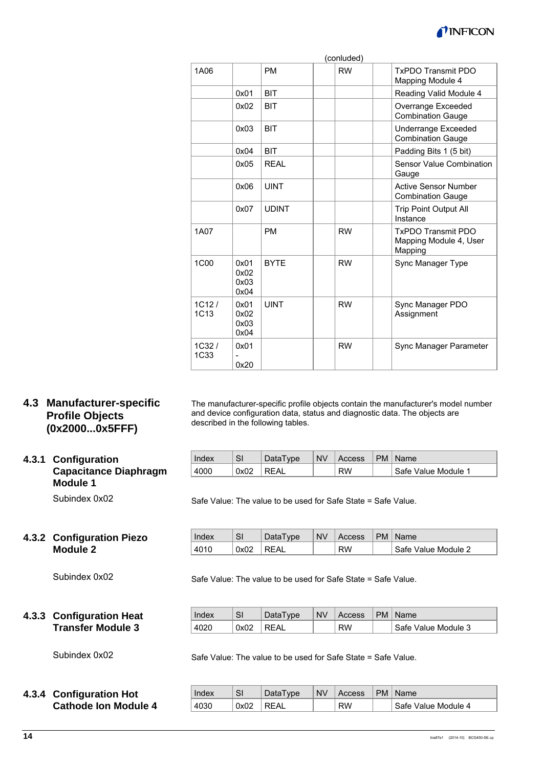(conluded)

| | | | | | | |
|---|---|---|---|---|---|---|
| 1A06 | | PM | | RW | | TxPDO Transmit PDO Mapping Module 4 |
| | 0x01 | BIT | | | | Reading Valid Module 4 |
| | 0x02 | BIT | | | | Overrange Exceeded Combination Gauge |
| | 0x03 | BIT | | | | Underrange Exceeded Combination Gauge |
| | 0x04 | BIT | | | | Padding Bits 1 (5 bit) |
| | 0x05 | REAL | | | | Sensor Value Combination Gauge |
| | 0x06 | UINT | | | | Active Sensor Number Combination Gauge |
| | 0x07 | UDINT | | | | Trip Point Output All Instance |
| 1A07 | | PM | | RW | | TxPDO Transmit PDO Mapping Module 4, User Mapping |
| 1C00 | 0x01 0x02 0x03 0x04 | BYTE | | RW | | Sync Manager Type |
| 1C12 / 1C13 | 0x01 0x02 0x03 0x04 | UINT | | RW | | Sync Manager PDO Assignment |
| 1C32 / 1C33 | 0x01 - 0x20 | | | RW | | Sync Manager Parameter |

## 4.3 Manufacturer-specific Profile Objects (0x2000...0x5FFF)

The manufacturer-specific profile objects contain the manufacturer's model number and device configuration data, status and diagnostic data. The objects are described in the following tables.

### 4.3.1 Configuration Capacitance Diaphragm Module 1

| Index | SI | DataType | NV | Access | PM | Name |
|---|---|---|---|---|---|---|
| 4000 | 0x02 | REAL | | RW | | Safe Value Module 1 |

Subindex 0x02

Safe Value: The value to be used for Safe State = Safe Value.

### 4.3.2 Configuration Piezo Module 2

| Index | SI | DataType | NV | Access | PM | Name |
|---|---|---|---|---|---|---|
| 4010 | 0x02 | REAL | | RW | | Safe Value Module 2 |

Subindex 0x02

Safe Value: The value to be used for Safe State = Safe Value.

### 4.3.3 Configuration Heat Transfer Module 3

| Index | SI | DataType | NV | Access | PM | Name |
|---|---|---|---|---|---|---|
| 4020 | 0x02 | REAL | | RW | | Safe Value Module 3 |

Subindex 0x02

Safe Value: The value to be used for Safe State = Safe Value.

### 4.3.4 Configuration Hot Cathode Ion Module 4

| Index | SI | DataType | NV | Access | PM | Name |
|---|---|---|---|---|---|---|
| 4030 | 0x02 | REAL | | RW | | Safe Value Module 4 |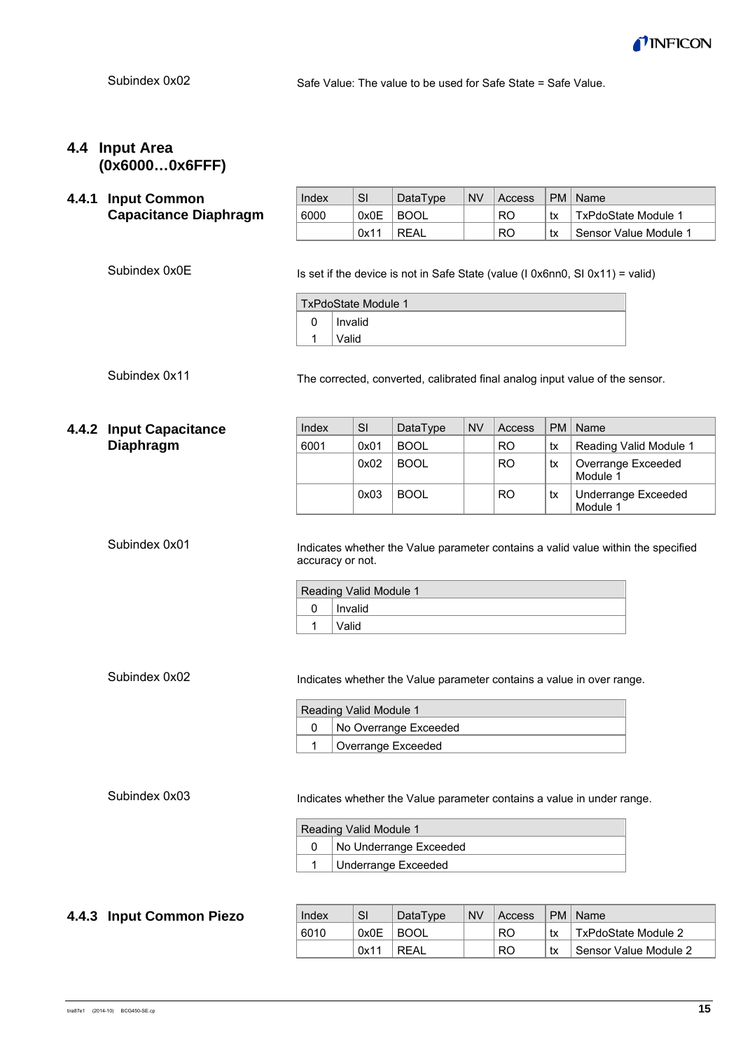Subindex 0x02

Safe Value: The value to be used for Safe State = Safe Value.

## 4.4 Input Area (0x6000…0x6FFF)

### 4.4.1 Input Common Capacitance Diaphragm

| Index | SI | DataType | NV | Access | PM | Name |
|---|---|---|---|---|---|---|
| 6000 | 0x0E | BOOL | | RO | tx | TxPdoState Module 1 |
| | 0x11 | REAL | | RO | tx | Sensor Value Module 1 |

Subindex 0x0E

Is set if the device is not in Safe State (value (I 0x6nn0, SI 0x11) = valid)

| TxPdoState Module 1 | |
|---|---|
| 0 | Invalid |
| 1 | Valid |

Subindex 0x11

The corrected, converted, calibrated final analog input value of the sensor.

### 4.4.2 Input Capacitance Diaphragm

| Index | SI | DataType | NV | Access | PM | Name |
|---|---|---|---|---|---|---|
| 6001 | 0x01 | BOOL | | RO | tx | Reading Valid Module 1 |
| | 0x02 | BOOL | | RO | tx | Overrange Exceeded Module 1 |
| | 0x03 | BOOL | | RO | tx | Underrange Exceeded Module 1 |

Subindex 0x01

Indicates whether the Value parameter contains a valid value within the specified accuracy or not.

| Reading Valid Module 1 | |
|---|---|
| 0 | Invalid |
| 1 | Valid |

Subindex 0x02

Indicates whether the Value parameter contains a value in over range.

| Reading Valid Module 1 | |
|---|---|
| 0 | No Overrange Exceeded |
| 1 | Overrange Exceeded |

Subindex 0x03

Indicates whether the Value parameter contains a value in under range.

| Reading Valid Module 1 | |
|---|---|
| 0 | No Underrange Exceeded |
| 1 | Underrange Exceeded |

### 4.4.3 Input Common Piezo

| Index | SI | DataType | NV | Access | PM | Name |
|---|---|---|---|---|---|---|
| 6010 | 0x0E | BOOL | | RO | tx | TxPdoState Module 2 |
| | 0x11 | REAL | | RO | tx | Sensor Value Module 2 |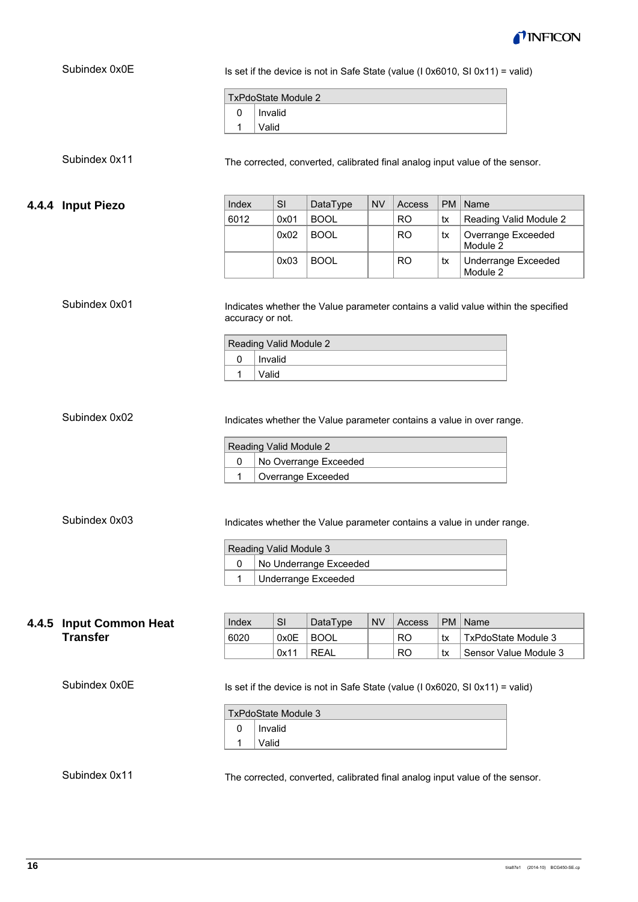Subindex 0x0E

Is set if the device is not in Safe State (value (I 0x6010, SI 0x11) = valid)

| TxPdoState Module 2 | |
|---|---|
| 0 | Invalid |
| 1 | Valid |

Subindex 0x11

The corrected, converted, calibrated final analog input value of the sensor.

### 4.4.4 Input Piezo

| Index | SI | DataType | NV | Access | PM | Name |
|---|---|---|---|---|---|---|
| 6012 | 0x01 | BOOL | | RO | tx | Reading Valid Module 2 |
| | 0x02 | BOOL | | RO | tx | Overrange Exceeded Module 2 |
| | 0x03 | BOOL | | RO | tx | Underrange Exceeded Module 2 |

Subindex 0x01

Indicates whether the Value parameter contains a valid value within the specified accuracy or not.

| Reading Valid Module 2 | |
|---|---|
| 0 | Invalid |
| 1 | Valid |

Subindex 0x02

Indicates whether the Value parameter contains a value in over range.

| Reading Valid Module 2 | |
|---|---|
| 0 | No Overrange Exceeded |
| 1 | Overrange Exceeded |

Subindex 0x03

Indicates whether the Value parameter contains a value in under range.

| Reading Valid Module 3 | |
|---|---|
| 0 | No Underrange Exceeded |
| 1 | Underrange Exceeded |

### 4.4.5 Input Common Heat Transfer

| Index | SI | DataType | NV | Access | PM | Name |
|---|---|---|---|---|---|---|
| 6020 | 0x0E | BOOL | | RO | tx | TxPdoState Module 3 |
| | 0x11 | REAL | | RO | tx | Sensor Value Module 3 |

Subindex 0x0E

Is set if the device is not in Safe State (value (I 0x6020, SI 0x11) = valid)

| TxPdoState Module 3 | |
|---|---|
| 0 | Invalid |
| 1 | Valid |

Subindex 0x11

The corrected, converted, calibrated final analog input value of the sensor.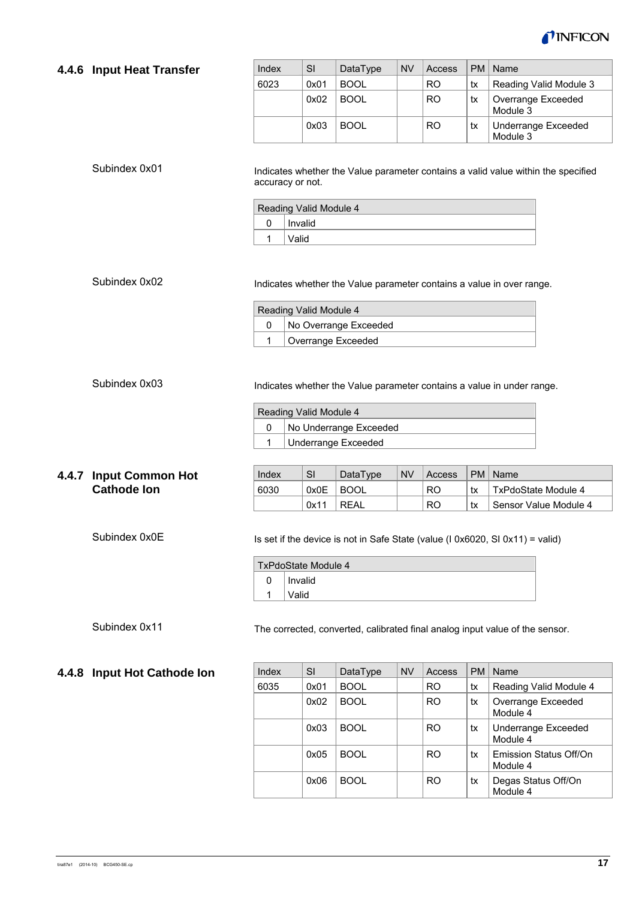### 4.4.6 Input Heat Transfer

| Index | SI | DataType | NV | Access | PM | Name |
|---|---|---|---|---|---|---|
| 6023 | 0x01 | BOOL | | RO | tx | Reading Valid Module 3 |
| | 0x02 | BOOL | | RO | tx | Overrange Exceeded Module 3 |
| | 0x03 | BOOL | | RO | tx | Underrange Exceeded Module 3 |

Subindex 0x01

Indicates whether the Value parameter contains a valid value within the specified accuracy or not.

| Reading Valid Module 4 | |
|---|---|
| 0 | Invalid |
| 1 | Valid |

Subindex 0x02

Indicates whether the Value parameter contains a value in over range.

| Reading Valid Module 4 | |
|---|---|
| 0 | No Overrange Exceeded |
| 1 | Overrange Exceeded |

Subindex 0x03

Indicates whether the Value parameter contains a value in under range.

| Reading Valid Module 4 | |
|---|---|
| 0 | No Underrange Exceeded |
| 1 | Underrange Exceeded |

### 4.4.7 Input Common Hot Cathode Ion

| Index | SI | DataType | NV | Access | PM | Name |
|---|---|---|---|---|---|---|
| 6030 | 0x0E | BOOL | | RO | tx | TxPdoState Module 4 |
| | 0x11 | REAL | | RO | tx | Sensor Value Module 4 |

Subindex 0x0E

Is set if the device is not in Safe State (value (I 0x6020, SI 0x11) = valid)

| TxPdoState Module 4 | |
|---|---|
| 0 | Invalid |
| 1 | Valid |

Subindex 0x11

The corrected, converted, calibrated final analog input value of the sensor.

### 4.4.8 Input Hot Cathode Ion

| Index | SI | DataType | NV | Access | PM | Name |
|---|---|---|---|---|---|---|
| 6035 | 0x01 | BOOL | | RO | tx | Reading Valid Module 4 |
| | 0x02 | BOOL | | RO | tx | Overrange Exceeded Module 4 |
| | 0x03 | BOOL | | RO | tx | Underrange Exceeded Module 4 |
| | 0x05 | BOOL | | RO | tx | Emission Status Off/On Module 4 |
| | 0x06 | BOOL | | RO | tx | Degas Status Off/On Module 4 |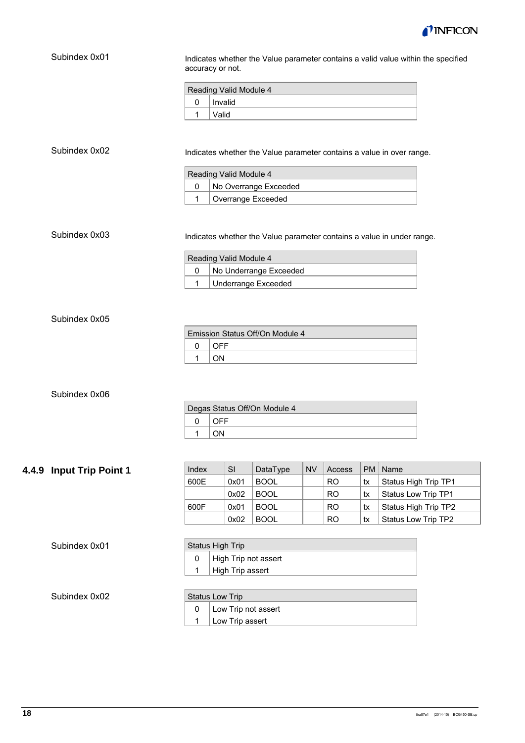Subindex 0x01

Indicates whether the Value parameter contains a valid value within the specified accuracy or not.

| Reading Valid Module 4 | |
|---|---|
| 0 | Invalid |
| 1 | Valid |

Subindex 0x02

Indicates whether the Value parameter contains a value in over range.

| Reading Valid Module 4 | |
|---|---|
| 0 | No Overrange Exceeded |
| 1 | Overrange Exceeded |

Subindex 0x03

Indicates whether the Value parameter contains a value in under range.

| Reading Valid Module 4 | |
|---|---|
| 0 | No Underrange Exceeded |
| 1 | Underrange Exceeded |

Subindex 0x05

| Emission Status Off/On Module 4 | |
|---|---|
| 0 | OFF |
| 1 | ON |

Subindex 0x06

| Degas Status Off/On Module 4 | |
|---|---|
| 0 | OFF |
| 1 | ON |

### 4.4.9 Input Trip Point 1

| Index | SI | DataType | NV | Access | PM | Name |
|---|---|---|---|---|---|---|
| 600E | 0x01 | BOOL | | RO | tx | Status High Trip TP1 |
| | 0x02 | BOOL | | RO | tx | Status Low Trip TP1 |
| 600F | 0x01 | BOOL | | RO | tx | Status High Trip TP2 |
| | 0x02 | BOOL | | RO | tx | Status Low Trip TP2 |

Subindex 0x01

| Status High Trip | |
|---|---|
| 0 | High Trip not assert |
| 1 | High Trip assert |

Subindex 0x02

| Status Low Trip | |
|---|---|
| 0 | Low Trip not assert |
| 1 | Low Trip assert |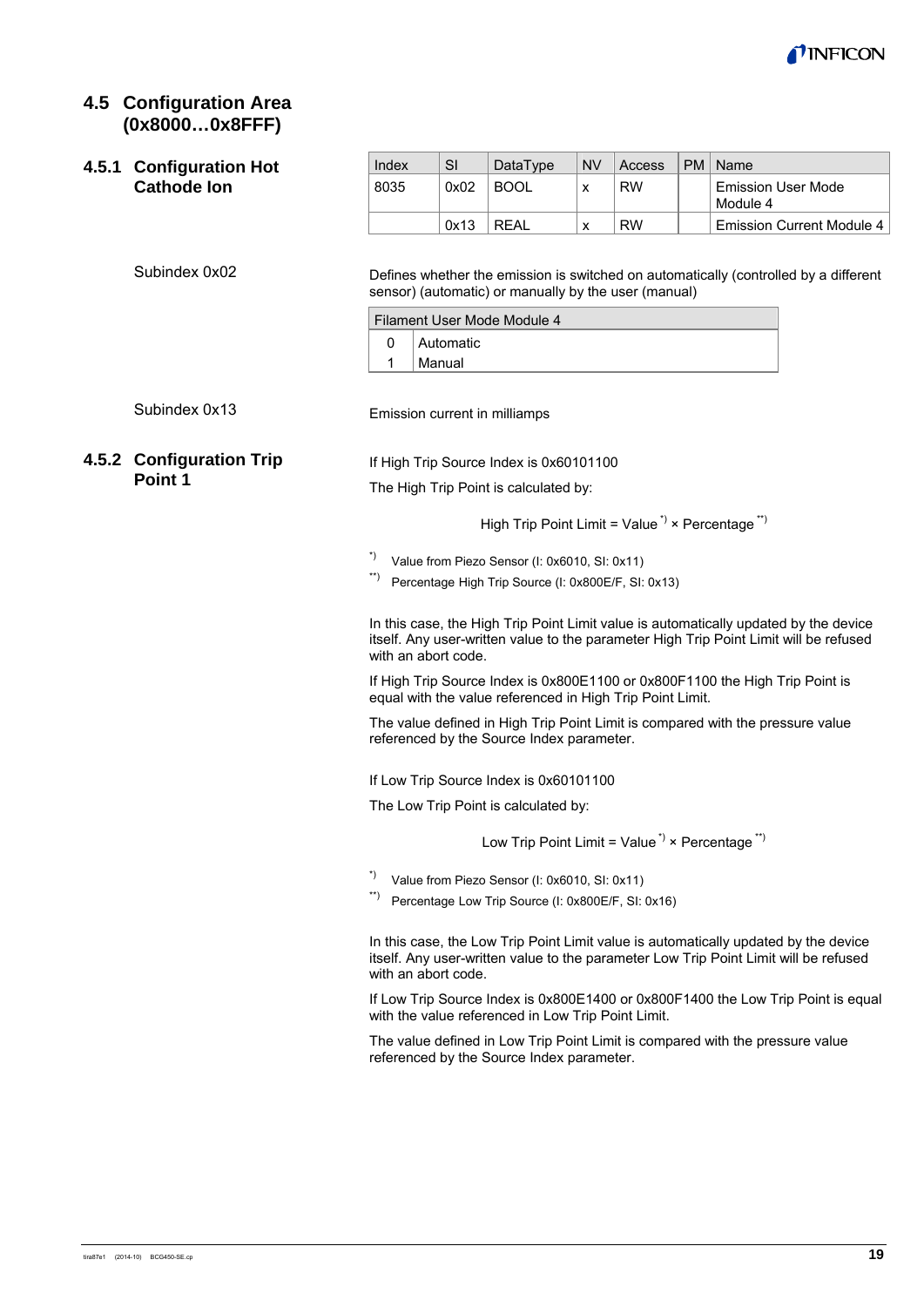## 4.5 Configuration Area (0x8000…0x8FFF)

### 4.5.1 Configuration Hot Cathode Ion

| Index | SI | DataType | NV | Access | PM | Name |
|---|---|---|---|---|---|---|
| 8035 | 0x02 | BOOL | x | RW | | Emission User Mode Module 4 |
| | 0x13 | REAL | x | RW | | Emission Current Module 4 |

Subindex 0x02

Defines whether the emission is switched on automatically (controlled by a different sensor) (automatic) or manually by the user (manual)

| Filament User Mode Module 4 | |
|---|---|
| 0 | Automatic |
| 1 | Manual |

Subindex 0x13

Emission current in milliamps

### 4.5.2 Configuration Trip Point 1

If High Trip Source Index is 0x60101100

The High Trip Point is calculated by:

High Trip Point Limit = Value *) × Percentage **)

*) Value from Piezo Sensor (I: 0x6010, SI: 0x11)

**) Percentage High Trip Source (I: 0x800E/F, SI: 0x13)

In this case, the High Trip Point Limit value is automatically updated by the device itself. Any user-written value to the parameter High Trip Point Limit will be refused with an abort code.

If High Trip Source Index is 0x800E1100 or 0x800F1100 the High Trip Point is equal with the value referenced in High Trip Point Limit.

The value defined in High Trip Point Limit is compared with the pressure value referenced by the Source Index parameter.

If Low Trip Source Index is 0x60101100

The Low Trip Point is calculated by:

Low Trip Point Limit = Value *) × Percentage **)

*) Value from Piezo Sensor (I: 0x6010, SI: 0x11)

**) Percentage Low Trip Source (I: 0x800E/F, SI: 0x16)

In this case, the Low Trip Point Limit value is automatically updated by the device itself. Any user-written value to the parameter Low Trip Point Limit will be refused with an abort code.

If Low Trip Source Index is 0x800E1400 or 0x800F1400 the Low Trip Point is equal with the value referenced in Low Trip Point Limit.

The value defined in Low Trip Point Limit is compared with the pressure value referenced by the Source Index parameter.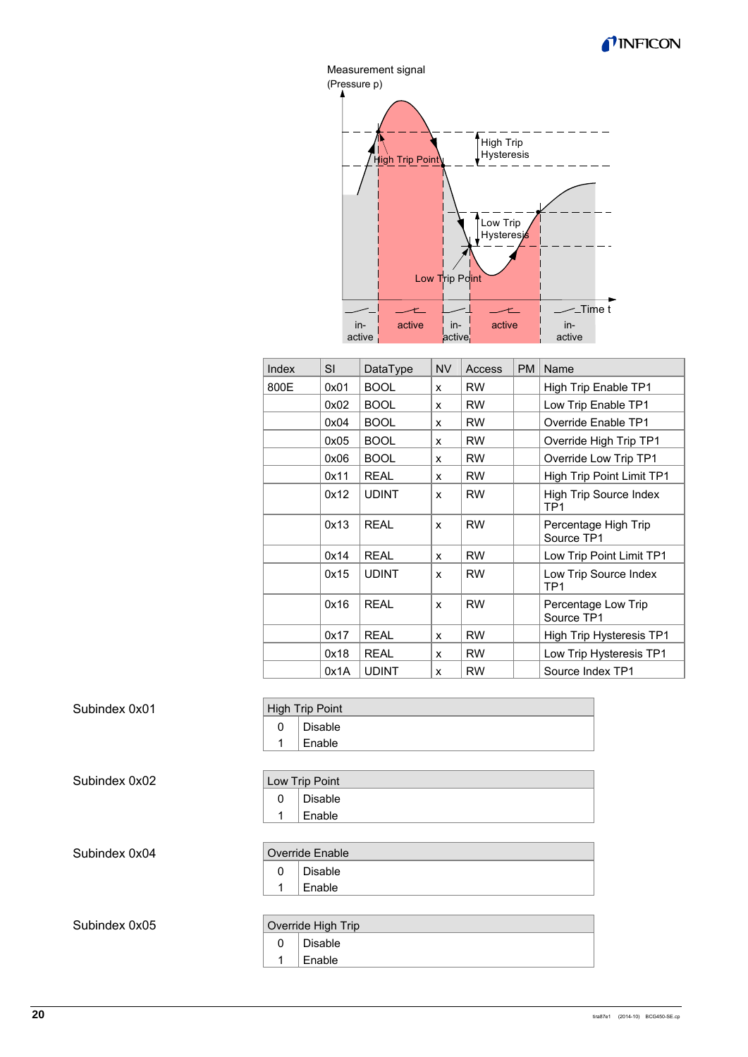Measurement signal (Pressure p)

High Trip Hysteresis

High Trip Point

Low Trip Hysteresis

Low Trip Point

Time t

in-active | active | in-active | active | in-active

| Index | SI | DataType | NV | Access | PM | Name |
|---|---|---|---|---|---|---|
| 800E | 0x01 | BOOL | x | RW | | High Trip Enable TP1 |
| | 0x02 | BOOL | x | RW | | Low Trip Enable TP1 |
| | 0x04 | BOOL | x | RW | | Override Enable TP1 |
| | 0x05 | BOOL | x | RW | | Override High Trip TP1 |
| | 0x06 | BOOL | x | RW | | Override Low Trip TP1 |
| | 0x11 | REAL | x | RW | | High Trip Point Limit TP1 |
| | 0x12 | UDINT | x | RW | | High Trip Source Index TP1 |
| | 0x13 | REAL | x | RW | | Percentage High Trip Source TP1 |
| | 0x14 | REAL | x | RW | | Low Trip Point Limit TP1 |
| | 0x15 | UDINT | x | RW | | Low Trip Source Index TP1 |
| | 0x16 | REAL | x | RW | | Percentage Low Trip Source TP1 |
| | 0x17 | REAL | x | RW | | High Trip Hysteresis TP1 |
| | 0x18 | REAL | x | RW | | Low Trip Hysteresis TP1 |
| | 0x1A | UDINT | x | RW | | Source Index TP1 |

Subindex 0x01

| High Trip Point | |
|---|---|
| 0 | Disable |
| 1 | Enable |

Subindex 0x02

| Low Trip Point | |
|---|---|
| 0 | Disable |
| 1 | Enable |

Subindex 0x04

| Override Enable | |
|---|---|
| 0 | Disable |
| 1 | Enable |

Subindex 0x05

| Override High Trip | |
|---|---|
| 0 | Disable |
| 1 | Enable |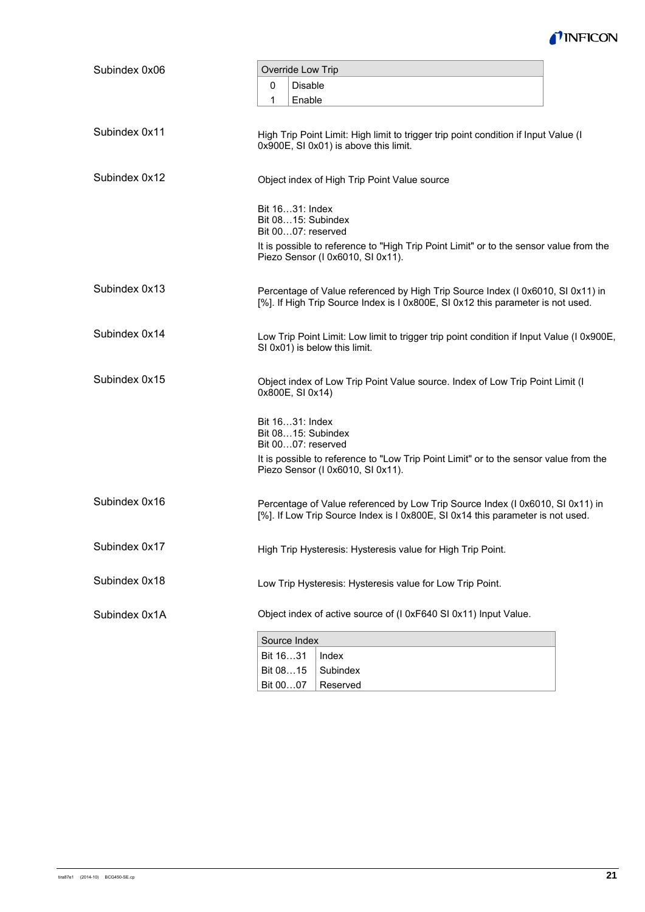Subindex 0x06

| Override Low Trip | |
|---|---|
| 0 | Disable |
| 1 | Enable |

Subindex 0x11

High Trip Point Limit: High limit to trigger trip point condition if Input Value (I 0x900E, SI 0x01) is above this limit.

Subindex 0x12

Object index of High Trip Point Value source

Bit 16…31: Index
Bit 08…15: Subindex
Bit 00…07: reserved

It is possible to reference to "High Trip Point Limit" or to the sensor value from the Piezo Sensor (I 0x6010, SI 0x11).

Subindex 0x13

Percentage of Value referenced by High Trip Source Index (I 0x6010, SI 0x11) in [%]. If High Trip Source Index is I 0x800E, SI 0x12 this parameter is not used.

Subindex 0x14

Low Trip Point Limit: Low limit to trigger trip point condition if Input Value (I 0x900E, SI 0x01) is below this limit.

Subindex 0x15

Object index of Low Trip Point Value source. Index of Low Trip Point Limit (I 0x800E, SI 0x14)

Bit 16…31: Index
Bit 08…15: Subindex
Bit 00…07: reserved

It is possible to reference to "Low Trip Point Limit" or to the sensor value from the Piezo Sensor (I 0x6010, SI 0x11).

Subindex 0x16

Percentage of Value referenced by Low Trip Source Index (I 0x6010, SI 0x11) in [%]. If Low Trip Source Index is I 0x800E, SI 0x14 this parameter is not used.

Subindex 0x17

High Trip Hysteresis: Hysteresis value for High Trip Point.

Subindex 0x18

Low Trip Hysteresis: Hysteresis value for Low Trip Point.

Subindex 0x1A

Object index of active source of (I 0xF640 SI 0x11) Input Value.

| Source Index | |
|---|---|
| Bit 16…31 | Index |
| Bit 08…15 | Subindex |
| Bit 00…07 | Reserved |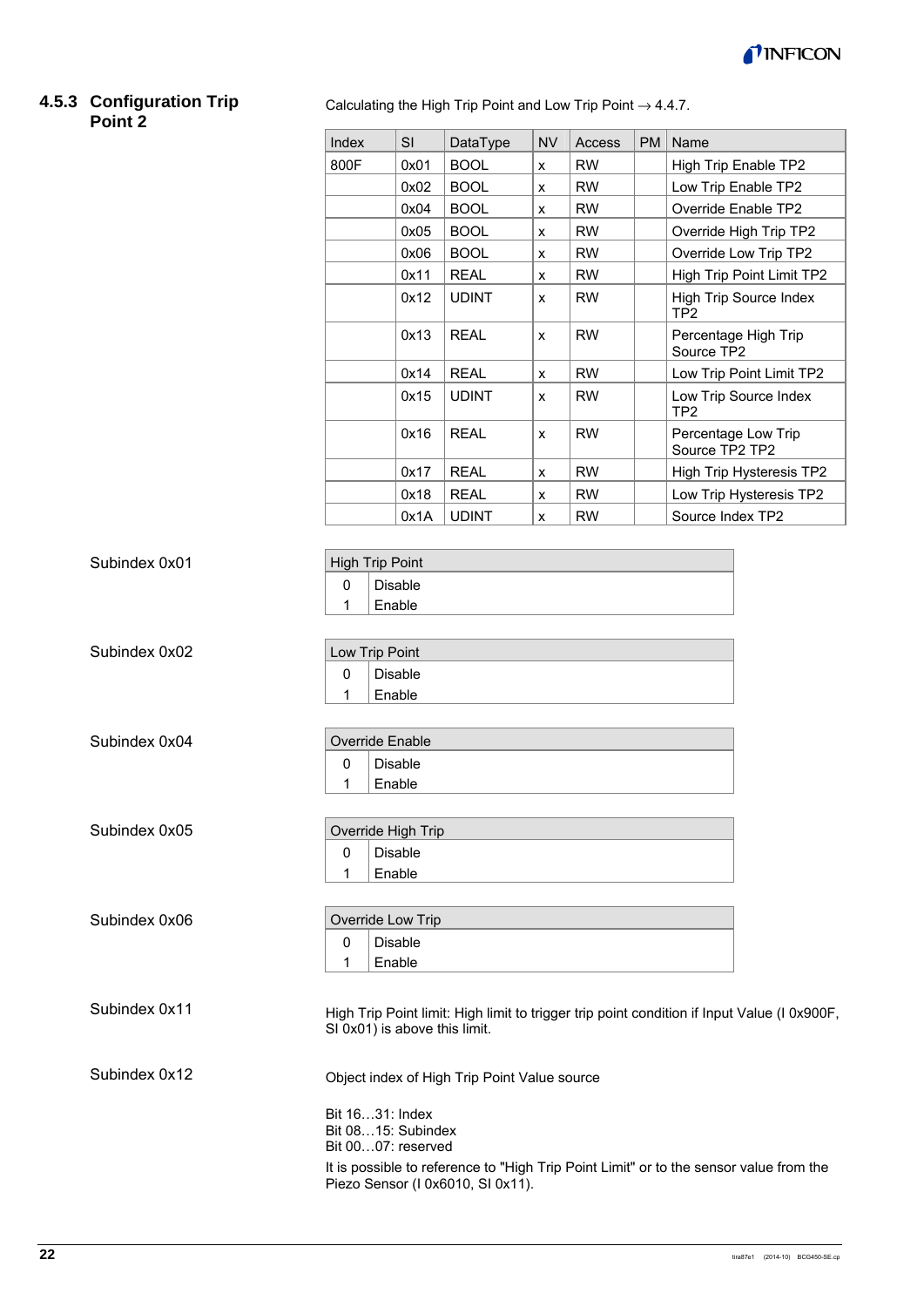### 4.5.3 Configuration Trip Point 2

Calculating the High Trip Point and Low Trip Point → 4.4.7.

| Index | SI | DataType | NV | Access | PM | Name |
|---|---|---|---|---|---|---|
| 800F | 0x01 | BOOL | x | RW | | High Trip Enable TP2 |
| | 0x02 | BOOL | x | RW | | Low Trip Enable TP2 |
| | 0x04 | BOOL | x | RW | | Override Enable TP2 |
| | 0x05 | BOOL | x | RW | | Override High Trip TP2 |
| | 0x06 | BOOL | x | RW | | Override Low Trip TP2 |
| | 0x11 | REAL | x | RW | | High Trip Point Limit TP2 |
| | 0x12 | UDINT | x | RW | | High Trip Source Index TP2 |
| | 0x13 | REAL | x | RW | | Percentage High Trip Source TP2 |
| | 0x14 | REAL | x | RW | | Low Trip Point Limit TP2 |
| | 0x15 | UDINT | x | RW | | Low Trip Source Index TP2 |
| | 0x16 | REAL | x | RW | | Percentage Low Trip Source TP2 TP2 |
| | 0x17 | REAL | x | RW | | High Trip Hysteresis TP2 |
| | 0x18 | REAL | x | RW | | Low Trip Hysteresis TP2 |
| | 0x1A | UDINT | x | RW | | Source Index TP2 |

Subindex 0x01

| High Trip Point | |
|---|---|
| 0 | Disable |
| 1 | Enable |

Subindex 0x02

| Low Trip Point | |
|---|---|
| 0 | Disable |
| 1 | Enable |

Subindex 0x04

| Override Enable | |
|---|---|
| 0 | Disable |
| 1 | Enable |

Subindex 0x05

| Override High Trip | |
|---|---|
| 0 | Disable |
| 1 | Enable |

Subindex 0x06

| Override Low Trip | |
|---|---|
| 0 | Disable |
| 1 | Enable |

Subindex 0x11

High Trip Point limit: High limit to trigger trip point condition if Input Value (I 0x900F, SI 0x01) is above this limit.

Subindex 0x12

Object index of High Trip Point Value source

Bit 16…31: Index
Bit 08…15: Subindex
Bit 00…07: reserved

It is possible to reference to "High Trip Point Limit" or to the sensor value from the Piezo Sensor (I 0x6010, SI 0x11).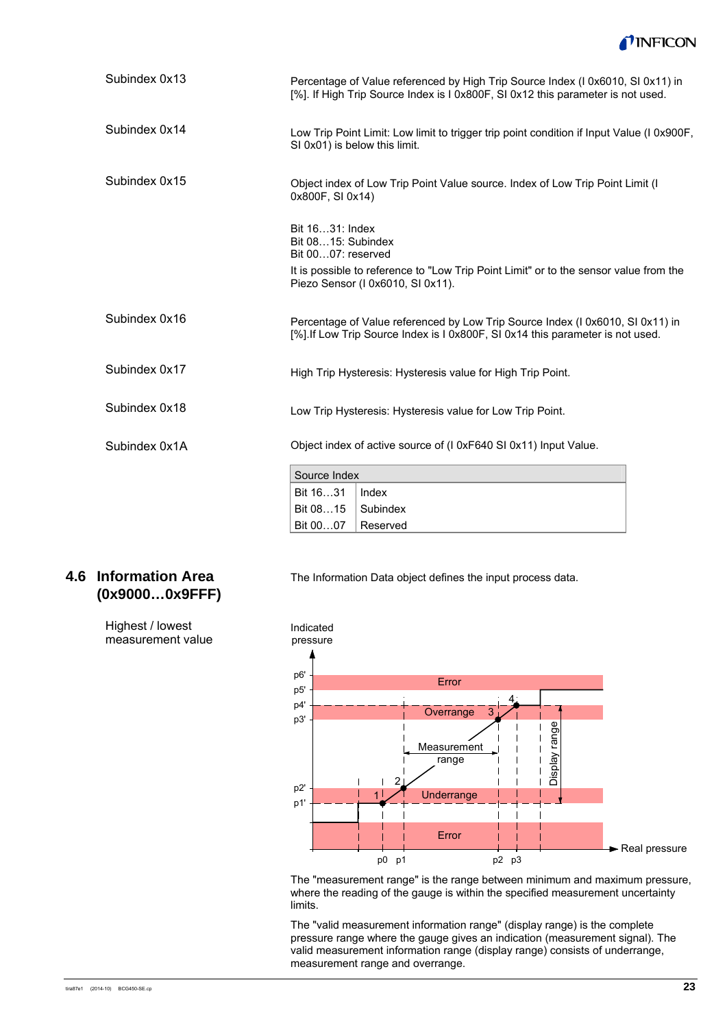| | |
|---|---|
| Subindex 0x13 | Percentage of Value referenced by High Trip Source Index (I 0x6010, SI 0x11) in [%]. If High Trip Source Index is I 0x800F, SI 0x12 this parameter is not used. |
| Subindex 0x14 | Low Trip Point Limit: Low limit to trigger trip point condition if Input Value (I 0x900F, SI 0x01) is below this limit. |
| Subindex 0x15 | Object index of Low Trip Point Value source. Index of Low Trip Point Limit (I 0x800F, SI 0x14) |

Bit 16…31: Index
Bit 08…15: Subindex
Bit 00…07: reserved

It is possible to reference to "Low Trip Point Limit" or to the sensor value from the Piezo Sensor (I 0x6010, SI 0x11).

| | |
|---|---|
| Subindex 0x16 | Percentage of Value referenced by Low Trip Source Index (I 0x6010, SI 0x11) in [%].If Low Trip Source Index is I 0x800F, SI 0x14 this parameter is not used. |
| Subindex 0x17 | High Trip Hysteresis: Hysteresis value for High Trip Point. |
| Subindex 0x18 | Low Trip Hysteresis: Hysteresis value for Low Trip Point. |
| Subindex 0x1A | Object index of active source of (I 0xF640 SI 0x11) Input Value. |

| Source Index | |
|---|---|
| Bit 16…31 | Index |
| Bit 08…15 | Subindex |
| Bit 00…07 | Reserved |

## 4.6 Information Area (0x9000…0x9FFF)

The Information Data object defines the input process data.

**Highest / lowest measurement value**

The "measurement range" is the range between minimum and maximum pressure, where the reading of the gauge is within the specified measurement uncertainty limits.

The "valid measurement information range" (display range) is the complete pressure range where the gauge gives an indication (measurement signal). The valid measurement information range (display range) consists of underrange, measurement range and overrange.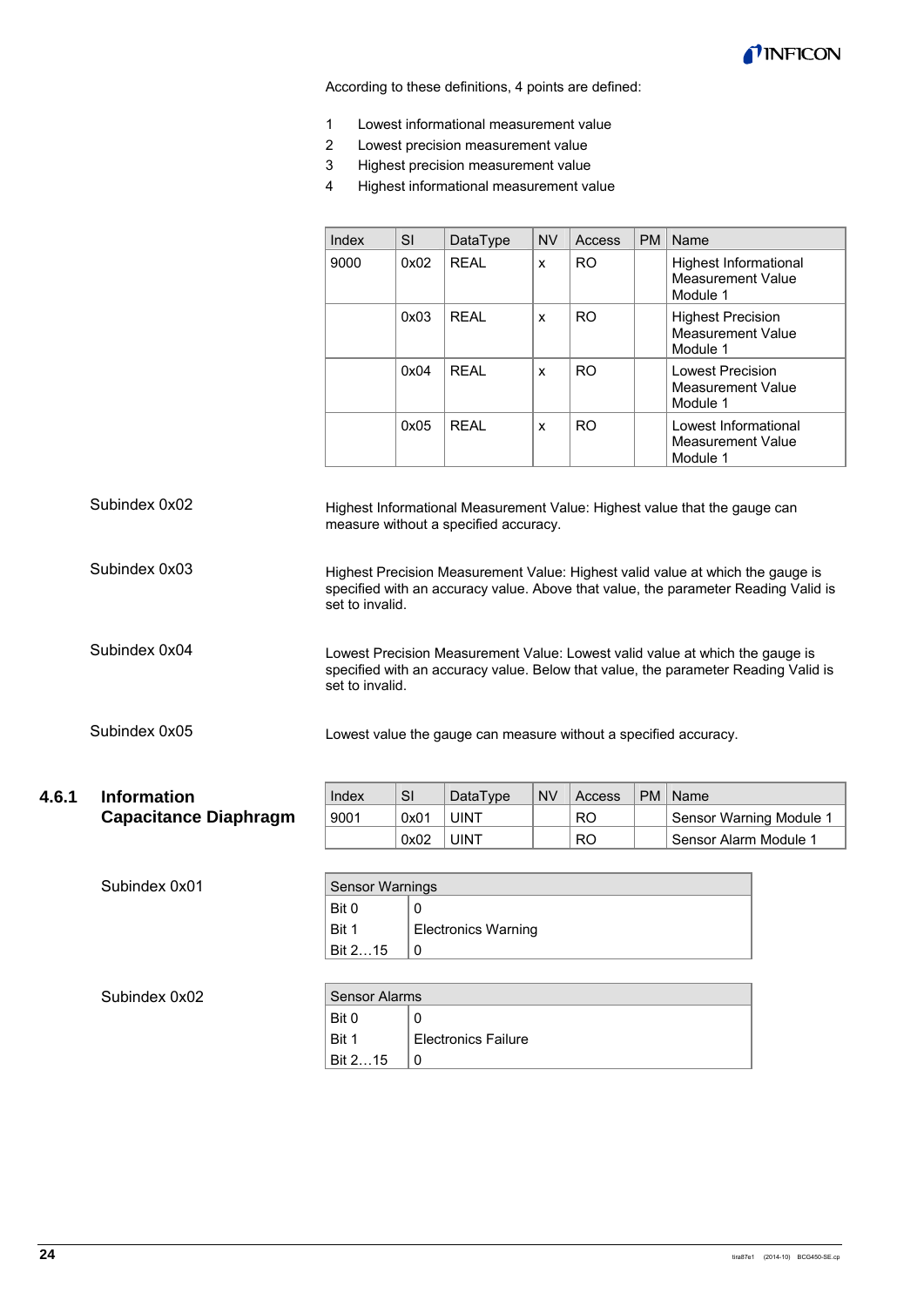According to these definitions, 4 points are defined:

1 Lowest informational measurement value
2 Lowest precision measurement value
3 Highest precision measurement value
4 Highest informational measurement value

| Index | SI | DataType | NV | Access | PM | Name |
|---|---|---|---|---|---|---|
| 9000 | 0x02 | REAL | x | RO | | Highest Informational Measurement Value Module 1 |
| | 0x03 | REAL | x | RO | | Highest Precision Measurement Value Module 1 |
| | 0x04 | REAL | x | RO | | Lowest Precision Measurement Value Module 1 |
| | 0x05 | REAL | x | RO | | Lowest Informational Measurement Value Module 1 |

Subindex 0x02

Highest Informational Measurement Value: Highest value that the gauge can measure without a specified accuracy.

Subindex 0x03

Highest Precision Measurement Value: Highest valid value at which the gauge is specified with an accuracy value. Above that value, the parameter Reading Valid is set to invalid.

Subindex 0x04

Lowest Precision Measurement Value: Lowest valid value at which the gauge is specified with an accuracy value. Below that value, the parameter Reading Valid is set to invalid.

Subindex 0x05

Lowest value the gauge can measure without a specified accuracy.

### 4.6.1 Information Capacitance Diaphragm

| Index | SI | DataType | NV | Access | PM | Name |
|---|---|---|---|---|---|---|
| 9001 | 0x01 | UINT | | RO | | Sensor Warning Module 1 |
| | 0x02 | UINT | | RO | | Sensor Alarm Module 1 |

Subindex 0x01

| Sensor Warnings | |
|---|---|
| Bit 0 | 0 |
| Bit 1 | Electronics Warning |
| Bit 2…15 | 0 |

Subindex 0x02

| Sensor Alarms | |
|---|---|
| Bit 0 | 0 |
| Bit 1 | Electronics Failure |
| Bit 2…15 | 0 |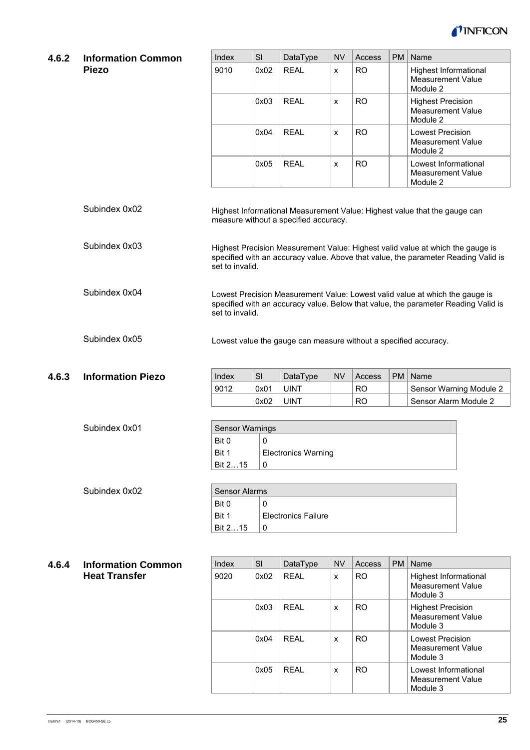### 4.6.2 Information Common Piezo

| Index | SI | DataType | NV | Access | PM | Name |
|---|---|---|---|---|---|---|
| 9010 | 0x02 | REAL | x | RO | | Highest Informational Measurement Value Module 2 |
| | 0x03 | REAL | x | RO | | Highest Precision Measurement Value Module 2 |
| | 0x04 | REAL | x | RO | | Lowest Precision Measurement Value Module 2 |
| | 0x05 | REAL | x | RO | | Lowest Informational Measurement Value Module 2 |

Subindex 0x02

Highest Informational Measurement Value: Highest value that the gauge can measure without a specified accuracy.

Subindex 0x03

Highest Precision Measurement Value: Highest valid value at which the gauge is specified with an accuracy value. Above that value, the parameter Reading Valid is set to invalid.

Subindex 0x04

Lowest Precision Measurement Value: Lowest valid value at which the gauge is specified with an accuracy value. Below that value, the parameter Reading Valid is set to invalid.

Subindex 0x05

Lowest value the gauge can measure without a specified accuracy.

### 4.6.3 Information Piezo

| Index | SI | DataType | NV | Access | PM | Name |
|---|---|---|---|---|---|---|
| 9012 | 0x01 | UINT | | RO | | Sensor Warning Module 2 |
| | 0x02 | UINT | | RO | | Sensor Alarm Module 2 |

Subindex 0x01

| Sensor Warnings | |
|---|---|
| Bit 0 | 0 |
| Bit 1 | Electronics Warning |
| Bit 2…15 | 0 |

Subindex 0x02

| Sensor Alarms | |
|---|---|
| Bit 0 | 0 |
| Bit 1 | Electronics Failure |
| Bit 2…15 | 0 |

### 4.6.4 Information Common Heat Transfer

| Index | SI | DataType | NV | Access | PM | Name |
|---|---|---|---|---|---|---|
| 9020 | 0x02 | REAL | x | RO | | Highest Informational Measurement Value Module 3 |
| | 0x03 | REAL | x | RO | | Highest Precision Measurement Value Module 3 |
| | 0x04 | REAL | x | RO | | Lowest Precision Measurement Value Module 3 |
| | 0x05 | REAL | x | RO | | Lowest Informational Measurement Value Module 3 |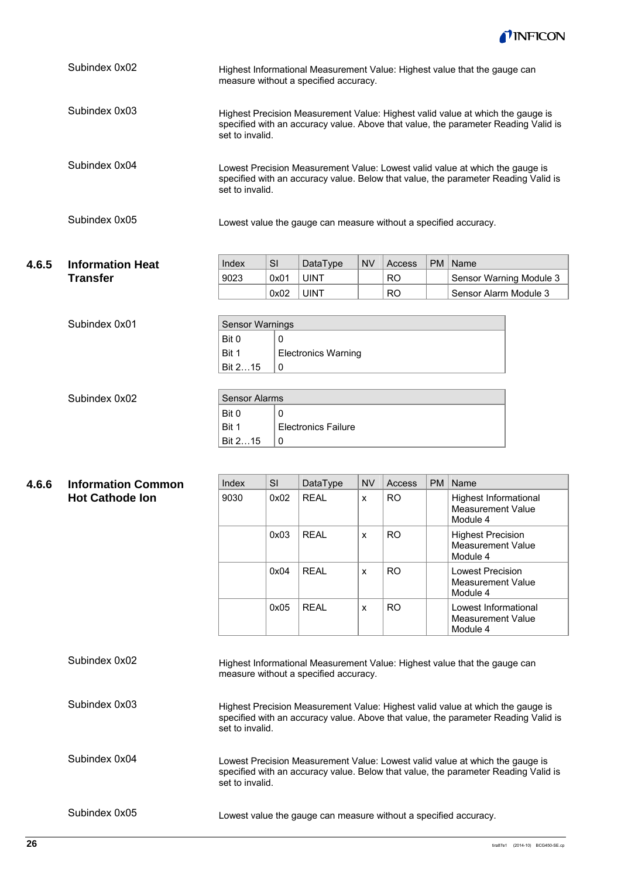Subindex 0x02

Highest Informational Measurement Value: Highest value that the gauge can measure without a specified accuracy.

Subindex 0x03

Highest Precision Measurement Value: Highest valid value at which the gauge is specified with an accuracy value. Above that value, the parameter Reading Valid is set to invalid.

Subindex 0x04

Lowest Precision Measurement Value: Lowest valid value at which the gauge is specified with an accuracy value. Below that value, the parameter Reading Valid is set to invalid.

Subindex 0x05

Lowest value the gauge can measure without a specified accuracy.

### 4.6.5 Information Heat Transfer

| Index | SI | DataType | NV | Access | PM | Name |
|---|---|---|---|---|---|---|
| 9023 | 0x01 | UINT | | RO | | Sensor Warning Module 3 |
| | 0x02 | UINT | | RO | | Sensor Alarm Module 3 |

Subindex 0x01

| Sensor Warnings | |
|---|---|
| Bit 0 | 0 |
| Bit 1 | Electronics Warning |
| Bit 2…15 | 0 |

Subindex 0x02

| Sensor Alarms | |
|---|---|
| Bit 0 | 0 |
| Bit 1 | Electronics Failure |
| Bit 2…15 | 0 |

### 4.6.6 Information Common Hot Cathode Ion

| Index | SI | DataType | NV | Access | PM | Name |
|---|---|---|---|---|---|---|
| 9030 | 0x02 | REAL | x | RO | | Highest Informational Measurement Value Module 4 |
| | 0x03 | REAL | x | RO | | Highest Precision Measurement Value Module 4 |
| | 0x04 | REAL | x | RO | | Lowest Precision Measurement Value Module 4 |
| | 0x05 | REAL | x | RO | | Lowest Informational Measurement Value Module 4 |

Subindex 0x02

Highest Informational Measurement Value: Highest value that the gauge can measure without a specified accuracy.

Subindex 0x03

Highest Precision Measurement Value: Highest valid value at which the gauge is specified with an accuracy value. Above that value, the parameter Reading Valid is set to invalid.

Subindex 0x04

Lowest Precision Measurement Value: Lowest valid value at which the gauge is specified with an accuracy value. Below that value, the parameter Reading Valid is set to invalid.

Subindex 0x05

Lowest value the gauge can measure without a specified accuracy.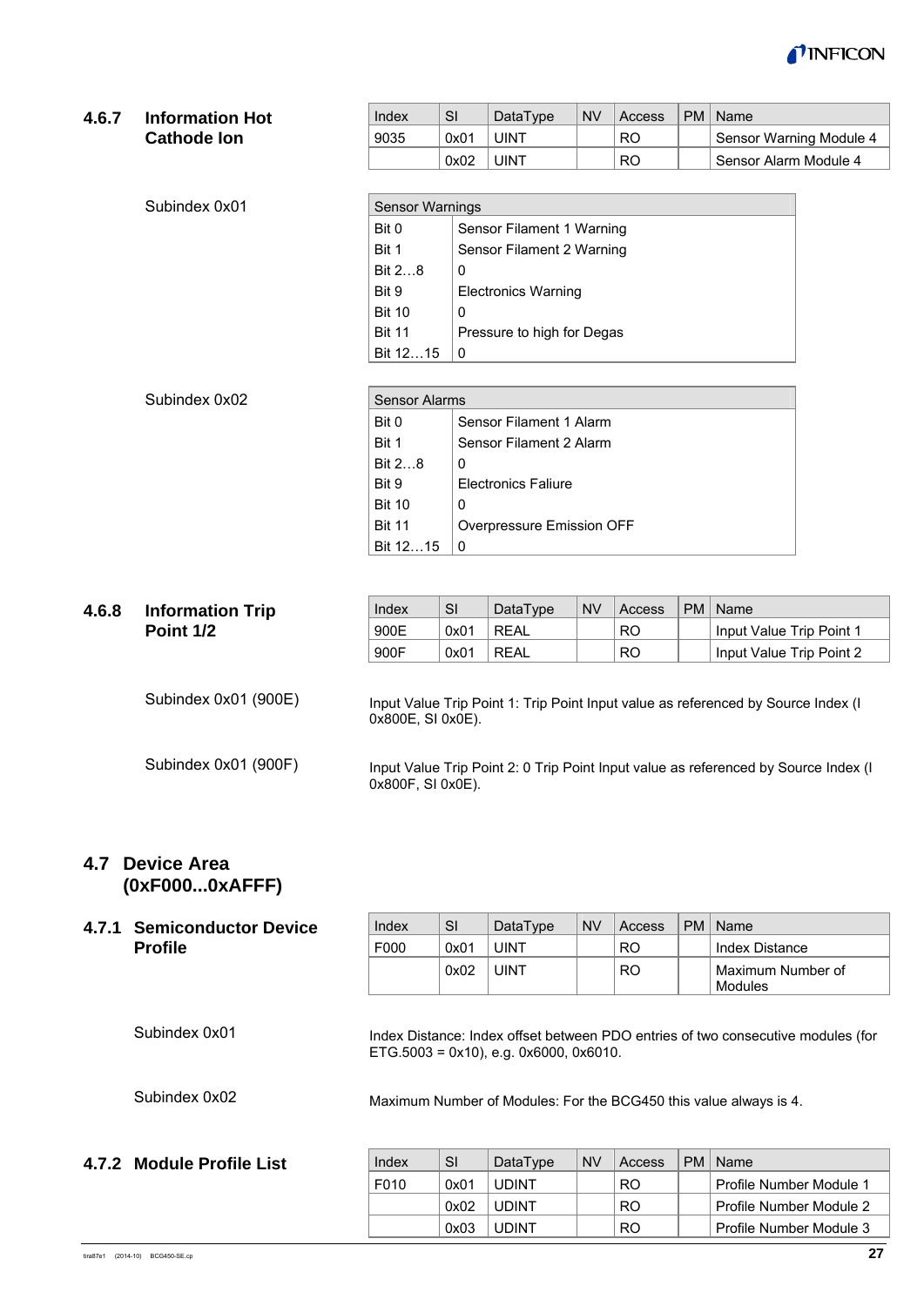### 4.6.7 Information Hot Cathode Ion

| Index | SI | DataType | NV | Access | PM | Name |
|---|---|---|---|---|---|---|
| 9035 | 0x01 | UINT | | RO | | Sensor Warning Module 4 |
| | 0x02 | UINT | | RO | | Sensor Alarm Module 4 |

Subindex 0x01

| Sensor Warnings | |
|---|---|
| Bit 0 | Sensor Filament 1 Warning |
| Bit 1 | Sensor Filament 2 Warning |
| Bit 2…8 | 0 |
| Bit 9 | Electronics Warning |
| Bit 10 | 0 |
| Bit 11 | Pressure to high for Degas |
| Bit 12…15 | 0 |

Subindex 0x02

| Sensor Alarms | |
|---|---|
| Bit 0 | Sensor Filament 1 Alarm |
| Bit 1 | Sensor Filament 2 Alarm |
| Bit 2…8 | 0 |
| Bit 9 | Electronics Faliure |
| Bit 10 | 0 |
| Bit 11 | Overpressure Emission OFF |
| Bit 12…15 | 0 |

### 4.6.8 Information Trip Point 1/2

| Index | SI | DataType | NV | Access | PM | Name |
|---|---|---|---|---|---|---|
| 900E | 0x01 | REAL | | RO | | Input Value Trip Point 1 |
| 900F | 0x01 | REAL | | RO | | Input Value Trip Point 2 |

Subindex 0x01 (900E)

Input Value Trip Point 1: Trip Point Input value as referenced by Source Index (I 0x800E, SI 0x0E).

Subindex 0x01 (900F)

Input Value Trip Point 2: 0 Trip Point Input value as referenced by Source Index (I 0x800F, SI 0x0E).

## 4.7 Device Area (0xF000...0xAFFF)

### 4.7.1 Semiconductor Device Profile

| Index | SI | DataType | NV | Access | PM | Name |
|---|---|---|---|---|---|---|
| F000 | 0x01 | UINT | | RO | | Index Distance |
| | 0x02 | UINT | | RO | | Maximum Number of Modules |

Subindex 0x01

Index Distance: Index offset between PDO entries of two consecutive modules (for ETG.5003 = 0x10), e.g. 0x6000, 0x6010.

Subindex 0x02

Maximum Number of Modules: For the BCG450 this value always is 4.

### 4.7.2 Module Profile List

| Index | SI | DataType | NV | Access | PM | Name |
|---|---|---|---|---|---|---|
| F010 | 0x01 | UDINT | | RO | | Profile Number Module 1 |
| | 0x02 | UDINT | | RO | | Profile Number Module 2 |
| | 0x03 | UDINT | | RO | | Profile Number Module 3 |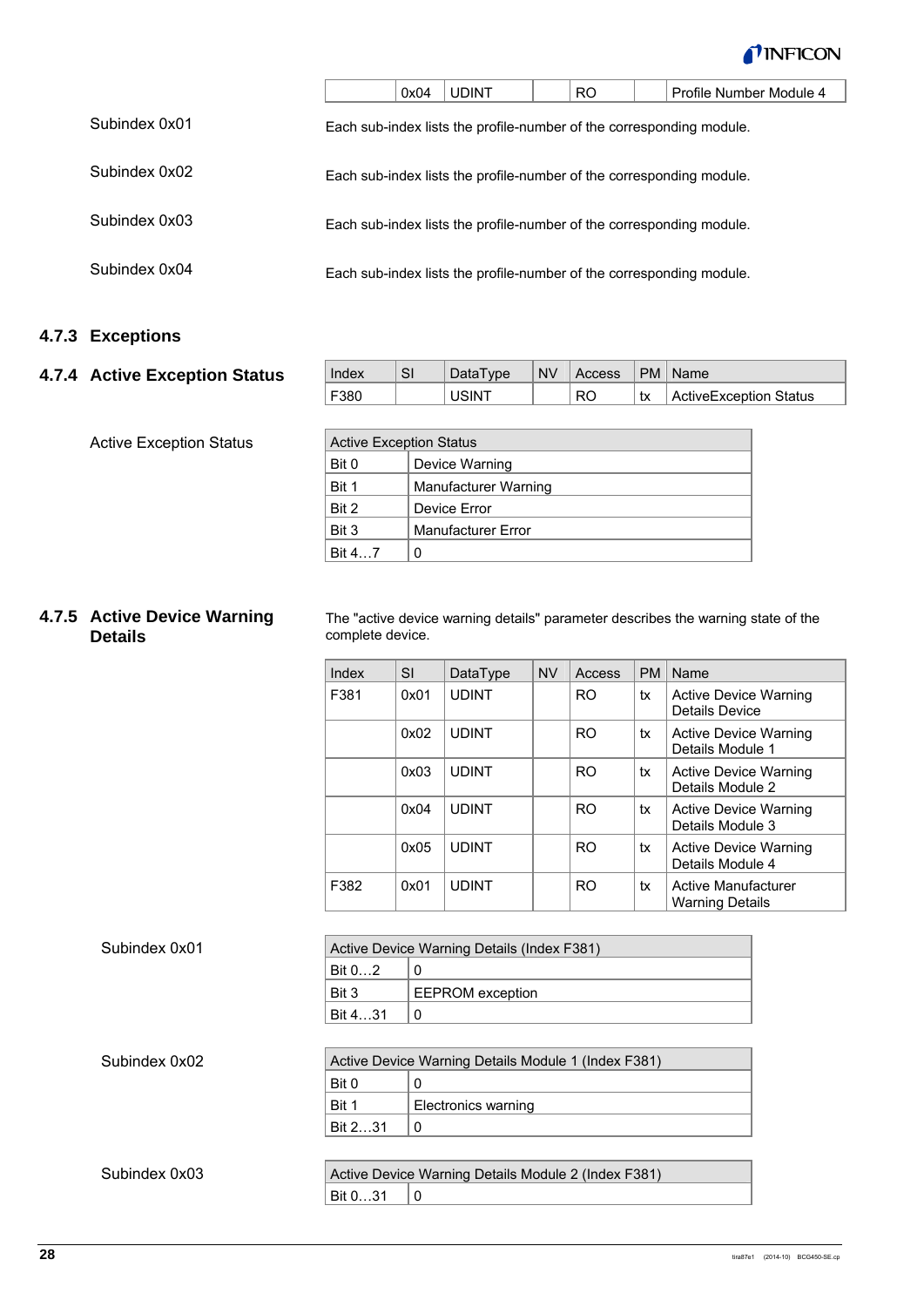| | 0x04 | UDINT | | RO | | Profile Number Module 4 |
|---|---|---|---|---|---|---|

Subindex 0x01

Each sub-index lists the profile-number of the corresponding module.

Subindex 0x02

Each sub-index lists the profile-number of the corresponding module.

Subindex 0x03

Each sub-index lists the profile-number of the corresponding module.

Subindex 0x04

Each sub-index lists the profile-number of the corresponding module.

### 4.7.3 Exceptions

### 4.7.4 Active Exception Status

| Index | SI | DataType | NV | Access | PM | Name |
|---|---|---|---|---|---|---|
| F380 | | USINT | | RO | tx | ActiveException Status |

Active Exception Status

| Active Exception Status | |
|---|---|
| Bit 0 | Device Warning |
| Bit 1 | Manufacturer Warning |
| Bit 2 | Device Error |
| Bit 3 | Manufacturer Error |
| Bit 4…7 | 0 |

### 4.7.5 Active Device Warning Details

The "active device warning details" parameter describes the warning state of the complete device.

| Index | SI | DataType | NV | Access | PM | Name |
|---|---|---|---|---|---|---|
| F381 | 0x01 | UDINT | | RO | tx | Active Device Warning Details Device |
| | 0x02 | UDINT | | RO | tx | Active Device Warning Details Module 1 |
| | 0x03 | UDINT | | RO | tx | Active Device Warning Details Module 2 |
| | 0x04 | UDINT | | RO | tx | Active Device Warning Details Module 3 |
| | 0x05 | UDINT | | RO | tx | Active Device Warning Details Module 4 |
| F382 | 0x01 | UDINT | | RO | tx | Active Manufacturer Warning Details |

Subindex 0x01

| Active Device Warning Details (Index F381) | |
|---|---|
| Bit 0…2 | 0 |
| Bit 3 | EEPROM exception |
| Bit 4…31 | 0 |

Subindex 0x02

| Active Device Warning Details Module 1 (Index F381) | |
|---|---|
| Bit 0 | 0 |
| Bit 1 | Electronics warning |
| Bit 2…31 | 0 |

Subindex 0x03

| Active Device Warning Details Module 2 (Index F381) | |
|---|---|
| Bit 0…31 | 0 |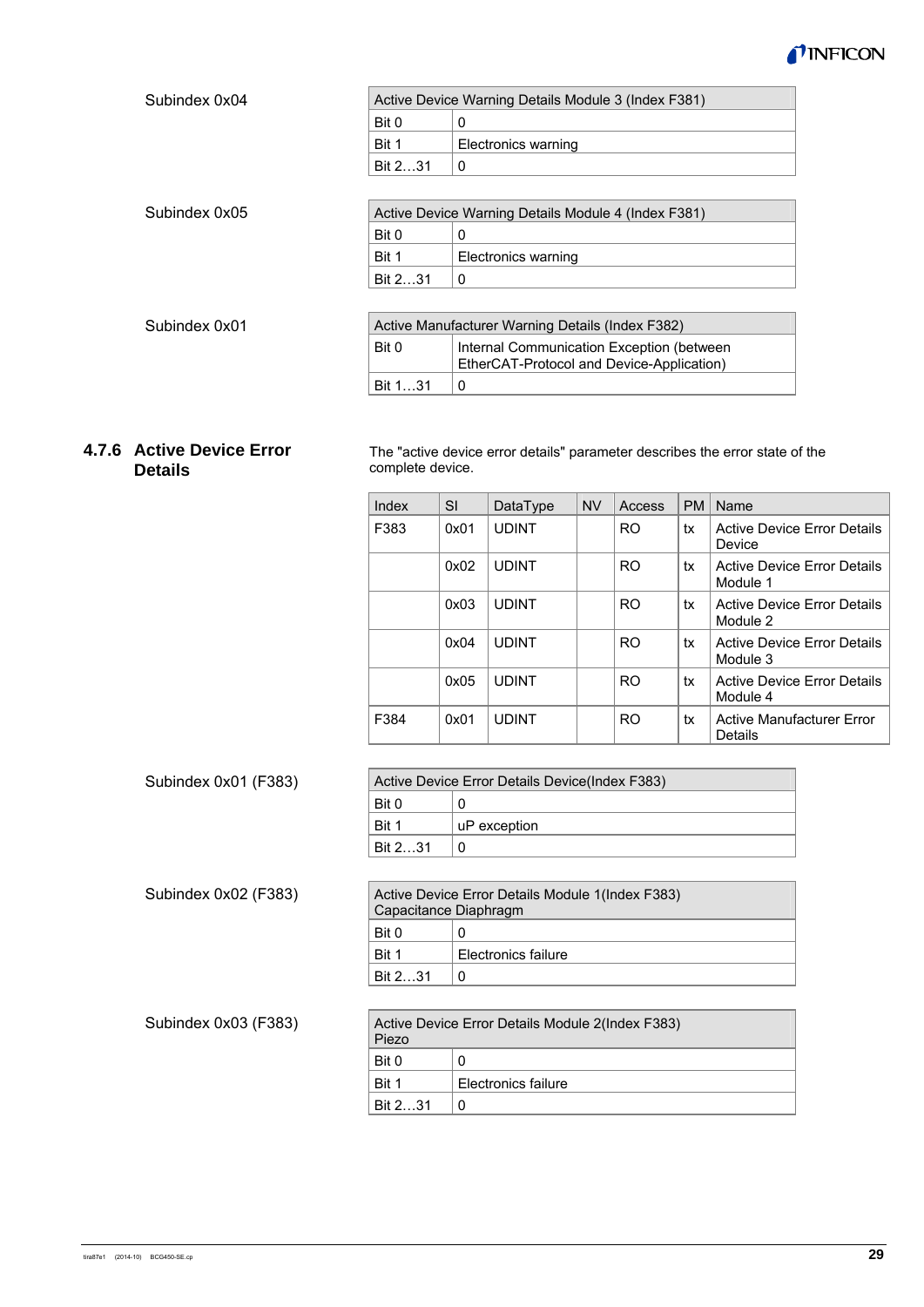Subindex 0x04

| Active Device Warning Details Module 3 (Index F381) | |
|---|---|
| Bit 0 | 0 |
| Bit 1 | Electronics warning |
| Bit 2…31 | 0 |

Subindex 0x05

| Active Device Warning Details Module 4 (Index F381) | |
|---|---|
| Bit 0 | 0 |
| Bit 1 | Electronics warning |
| Bit 2…31 | 0 |

Subindex 0x01

| Active Manufacturer Warning Details (Index F382) | |
|---|---|
| Bit 0 | Internal Communication Exception (between EtherCAT-Protocol and Device-Application) |
| Bit 1…31 | 0 |

### 4.7.6 Active Device Error Details

The "active device error details" parameter describes the error state of the complete device.

| Index | SI | DataType | NV | Access | PM | Name |
|---|---|---|---|---|---|---|
| F383 | 0x01 | UDINT | | RO | tx | Active Device Error Details Device |
| | 0x02 | UDINT | | RO | tx | Active Device Error Details Module 1 |
| | 0x03 | UDINT | | RO | tx | Active Device Error Details Module 2 |
| | 0x04 | UDINT | | RO | tx | Active Device Error Details Module 3 |
| | 0x05 | UDINT | | RO | tx | Active Device Error Details Module 4 |
| F384 | 0x01 | UDINT | | RO | tx | Active Manufacturer Error Details |

Subindex 0x01 (F383)

| Active Device Error Details Device(Index F383) | |
|---|---|
| Bit 0 | 0 |
| Bit 1 | uP exception |
| Bit 2…31 | 0 |

Subindex 0x02 (F383)

| Active Device Error Details Module 1(Index F383) Capacitance Diaphragm | |
|---|---|
| Bit 0 | 0 |
| Bit 1 | Electronics failure |
| Bit 2…31 | 0 |

Subindex 0x03 (F383)

| Active Device Error Details Module 2(Index F383) Piezo | |
|---|---|
| Bit 0 | 0 |
| Bit 1 | Electronics failure |
| Bit 2…31 | 0 |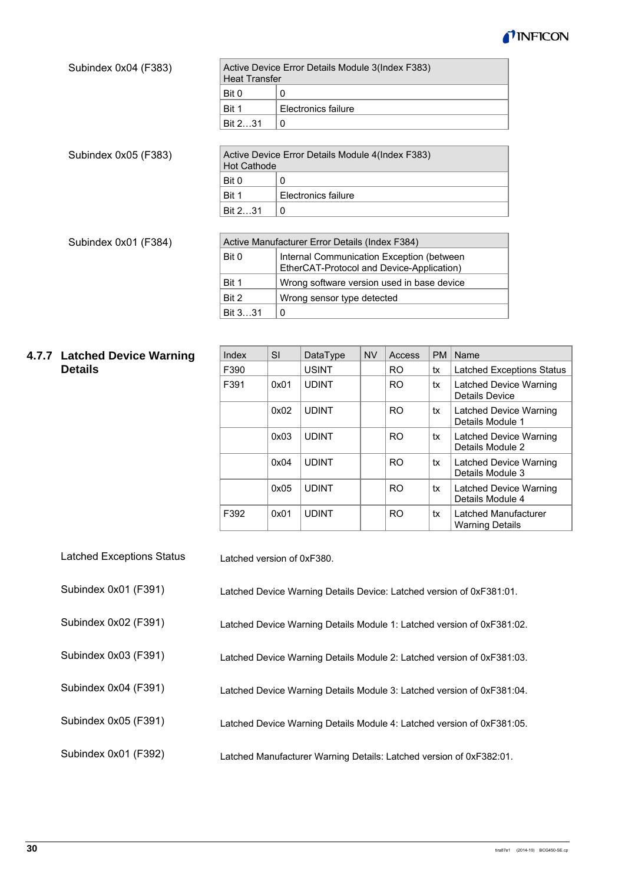Subindex 0x04 (F383)

| Active Device Error Details Module 3(Index F383) Heat Transfer | |
|---|---|
| Bit 0 | 0 |
| Bit 1 | Electronics failure |
| Bit 2…31 | 0 |

Subindex 0x05 (F383)

| Active Device Error Details Module 4(Index F383) Hot Cathode | |
|---|---|
| Bit 0 | 0 |
| Bit 1 | Electronics failure |
| Bit 2…31 | 0 |

Subindex 0x01 (F384)

| Active Manufacturer Error Details (Index F384) | |
|---|---|
| Bit 0 | Internal Communication Exception (between EtherCAT-Protocol and Device-Application) |
| Bit 1 | Wrong software version used in base device |
| Bit 2 | Wrong sensor type detected |
| Bit 3…31 | 0 |

### 4.7.7 Latched Device Warning Details

| Index | SI | DataType | NV | Access | PM | Name |
|---|---|---|---|---|---|---|
| F390 | | USINT | | RO | tx | Latched Exceptions Status |
| F391 | 0x01 | UDINT | | RO | tx | Latched Device Warning Details Device |
| | 0x02 | UDINT | | RO | tx | Latched Device Warning Details Module 1 |
| | 0x03 | UDINT | | RO | tx | Latched Device Warning Details Module 2 |
| | 0x04 | UDINT | | RO | tx | Latched Device Warning Details Module 3 |
| | 0x05 | UDINT | | RO | tx | Latched Device Warning Details Module 4 |
| F392 | 0x01 | UDINT | | RO | tx | Latched Manufacturer Warning Details |

Latched Exceptions Status — Latched version of 0xF380.

Subindex 0x01 (F391) — Latched Device Warning Details Device: Latched version of 0xF381:01.

Subindex 0x02 (F391) — Latched Device Warning Details Module 1: Latched version of 0xF381:02.

Subindex 0x03 (F391) — Latched Device Warning Details Module 2: Latched version of 0xF381:03.

Subindex 0x04 (F391) — Latched Device Warning Details Module 3: Latched version of 0xF381:04.

Subindex 0x05 (F391) — Latched Device Warning Details Module 4: Latched version of 0xF381:05.

Subindex 0x01 (F392) — Latched Manufacturer Warning Details: Latched version of 0xF382:01.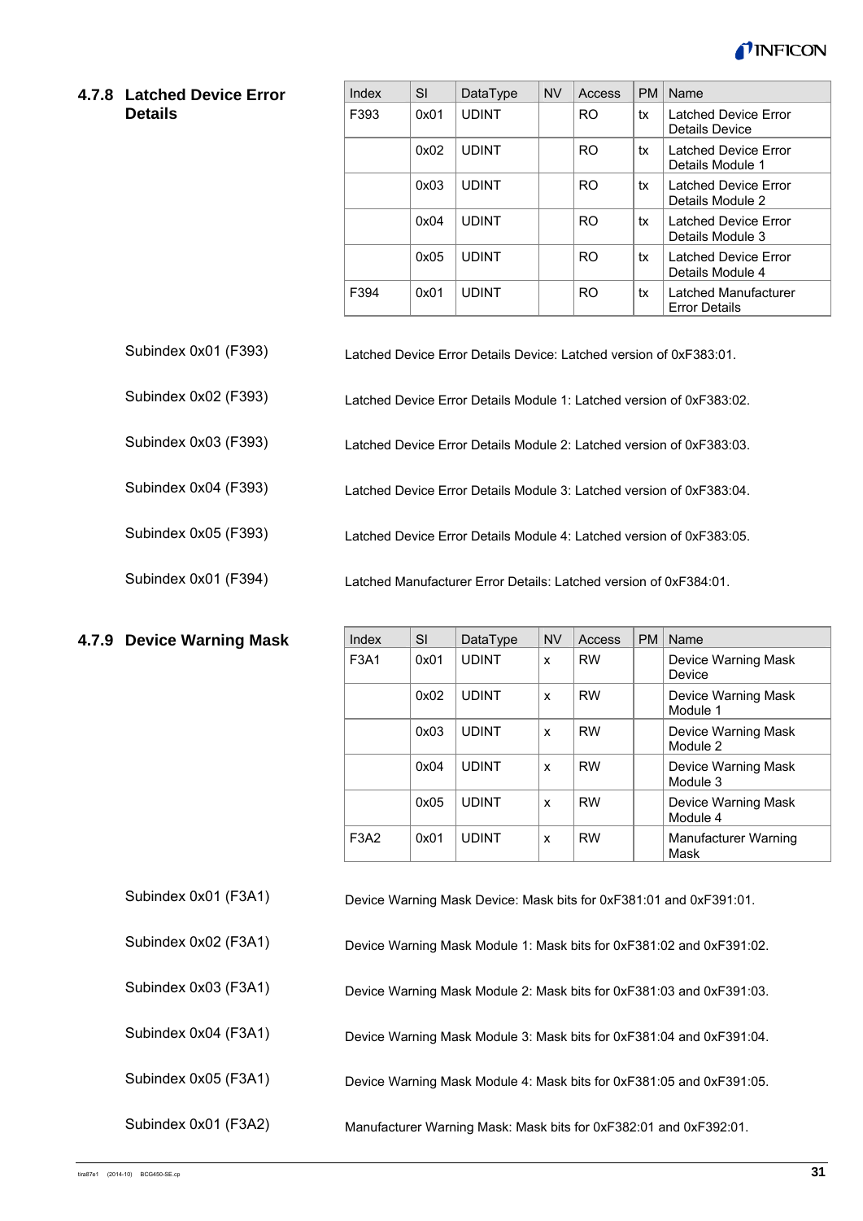### 4.7.8 Latched Device Error Details

| Index | SI | DataType | NV | Access | PM | Name |
|---|---|---|---|---|---|---|
| F393 | 0x01 | UDINT | | RO | tx | Latched Device Error Details Device |
| | 0x02 | UDINT | | RO | tx | Latched Device Error Details Module 1 |
| | 0x03 | UDINT | | RO | tx | Latched Device Error Details Module 2 |
| | 0x04 | UDINT | | RO | tx | Latched Device Error Details Module 3 |
| | 0x05 | UDINT | | RO | tx | Latched Device Error Details Module 4 |
| F394 | 0x01 | UDINT | | RO | tx | Latched Manufacturer Error Details |

Subindex 0x01 (F393)
Latched Device Error Details Device: Latched version of 0xF383:01.

Subindex 0x02 (F393)
Latched Device Error Details Module 1: Latched version of 0xF383:02.

Subindex 0x03 (F393)
Latched Device Error Details Module 2: Latched version of 0xF383:03.

Subindex 0x04 (F393)
Latched Device Error Details Module 3: Latched version of 0xF383:04.

Subindex 0x05 (F393)
Latched Device Error Details Module 4: Latched version of 0xF383:05.

Subindex 0x01 (F394)
Latched Manufacturer Error Details: Latched version of 0xF384:01.

### 4.7.9 Device Warning Mask

| Index | SI | DataType | NV | Access | PM | Name |
|---|---|---|---|---|---|---|
| F3A1 | 0x01 | UDINT | x | RW | | Device Warning Mask Device |
| | 0x02 | UDINT | x | RW | | Device Warning Mask Module 1 |
| | 0x03 | UDINT | x | RW | | Device Warning Mask Module 2 |
| | 0x04 | UDINT | x | RW | | Device Warning Mask Module 3 |
| | 0x05 | UDINT | x | RW | | Device Warning Mask Module 4 |
| F3A2 | 0x01 | UDINT | x | RW | | Manufacturer Warning Mask |

Subindex 0x01 (F3A1)
Device Warning Mask Device: Mask bits for 0xF381:01 and 0xF391:01.

Subindex 0x02 (F3A1)
Device Warning Mask Module 1: Mask bits for 0xF381:02 and 0xF391:02.

Subindex 0x03 (F3A1)
Device Warning Mask Module 2: Mask bits for 0xF381:03 and 0xF391:03.

Subindex 0x04 (F3A1)
Device Warning Mask Module 3: Mask bits for 0xF381:04 and 0xF391:04.

Subindex 0x05 (F3A1)
Device Warning Mask Module 4: Mask bits for 0xF381:05 and 0xF391:05.

Subindex 0x01 (F3A2)
Manufacturer Warning Mask: Mask bits for 0xF382:01 and 0xF392:01.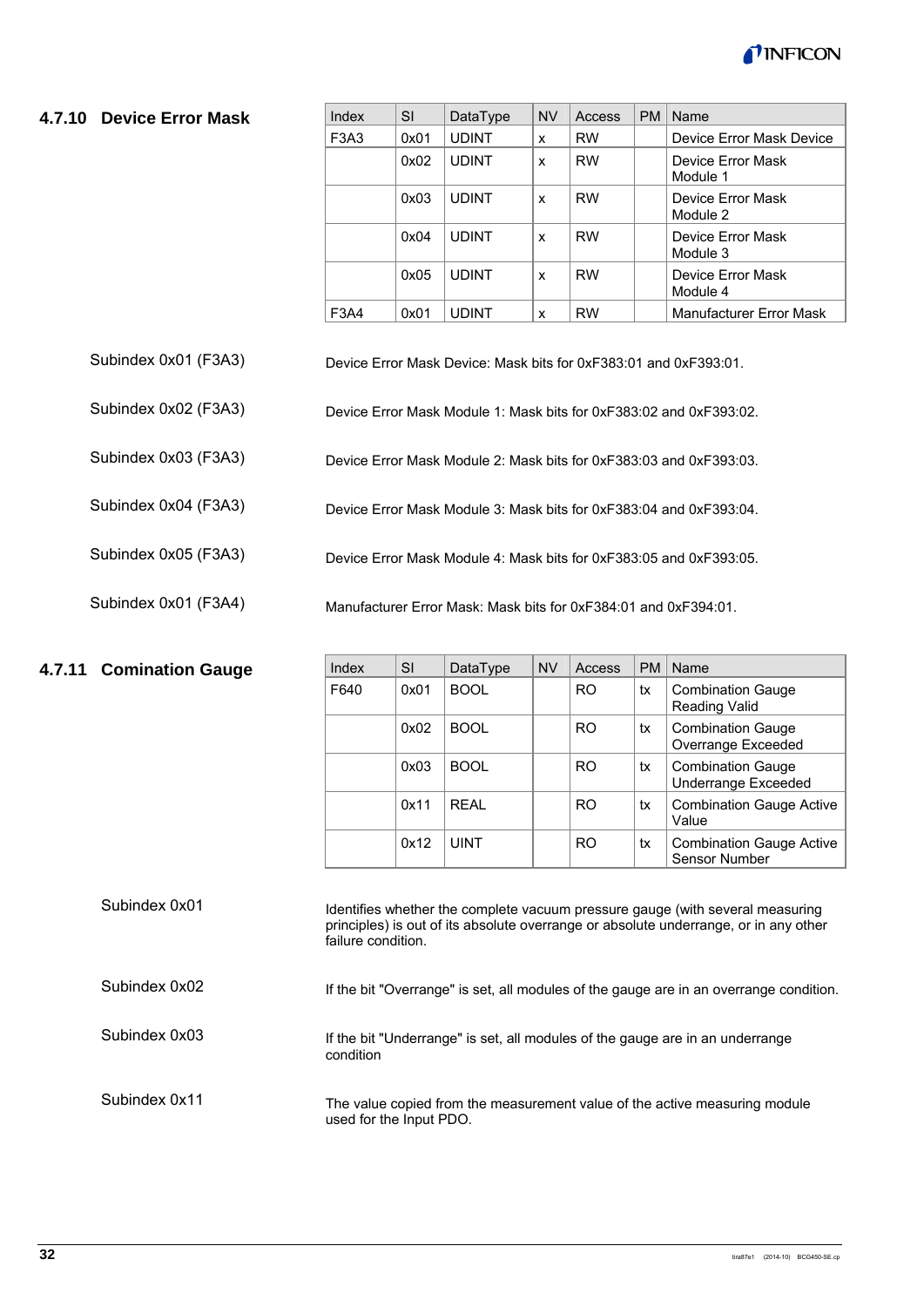### 4.7.10 Device Error Mask

| Index | SI | DataType | NV | Access | PM | Name |
|---|---|---|---|---|---|---|
| F3A3 | 0x01 | UDINT | x | RW | | Device Error Mask Device |
| | 0x02 | UDINT | x | RW | | Device Error Mask Module 1 |
| | 0x03 | UDINT | x | RW | | Device Error Mask Module 2 |
| | 0x04 | UDINT | x | RW | | Device Error Mask Module 3 |
| | 0x05 | UDINT | x | RW | | Device Error Mask Module 4 |
| F3A4 | 0x01 | UDINT | x | RW | | Manufacturer Error Mask |

Subindex 0x01 (F3A3)

Device Error Mask Device: Mask bits for 0xF383:01 and 0xF393:01.

Subindex 0x02 (F3A3)

Device Error Mask Module 1: Mask bits for 0xF383:02 and 0xF393:02.

Subindex 0x03 (F3A3)

Device Error Mask Module 2: Mask bits for 0xF383:03 and 0xF393:03.

Subindex 0x04 (F3A3)

Device Error Mask Module 3: Mask bits for 0xF383:04 and 0xF393:04.

Subindex 0x05 (F3A3)

Device Error Mask Module 4: Mask bits for 0xF383:05 and 0xF393:05.

Subindex 0x01 (F3A4)

Manufacturer Error Mask: Mask bits for 0xF384:01 and 0xF394:01.

### 4.7.11 Comination Gauge

| Index | SI | DataType | NV | Access | PM | Name |
|---|---|---|---|---|---|---|
| F640 | 0x01 | BOOL | | RO | tx | Combination Gauge Reading Valid |
| | 0x02 | BOOL | | RO | tx | Combination Gauge Overrange Exceeded |
| | 0x03 | BOOL | | RO | tx | Combination Gauge Underrange Exceeded |
| | 0x11 | REAL | | RO | tx | Combination Gauge Active Value |
| | 0x12 | UINT | | RO | tx | Combination Gauge Active Sensor Number |

Subindex 0x01

Identifies whether the complete vacuum pressure gauge (with several measuring principles) is out of its absolute overrange or absolute underrange, or in any other failure condition.

Subindex 0x02

If the bit "Overrange" is set, all modules of the gauge are in an overrange condition.

Subindex 0x03

If the bit "Underrange" is set, all modules of the gauge are in an underrange condition

Subindex 0x11

The value copied from the measurement value of the active measuring module used for the Input PDO.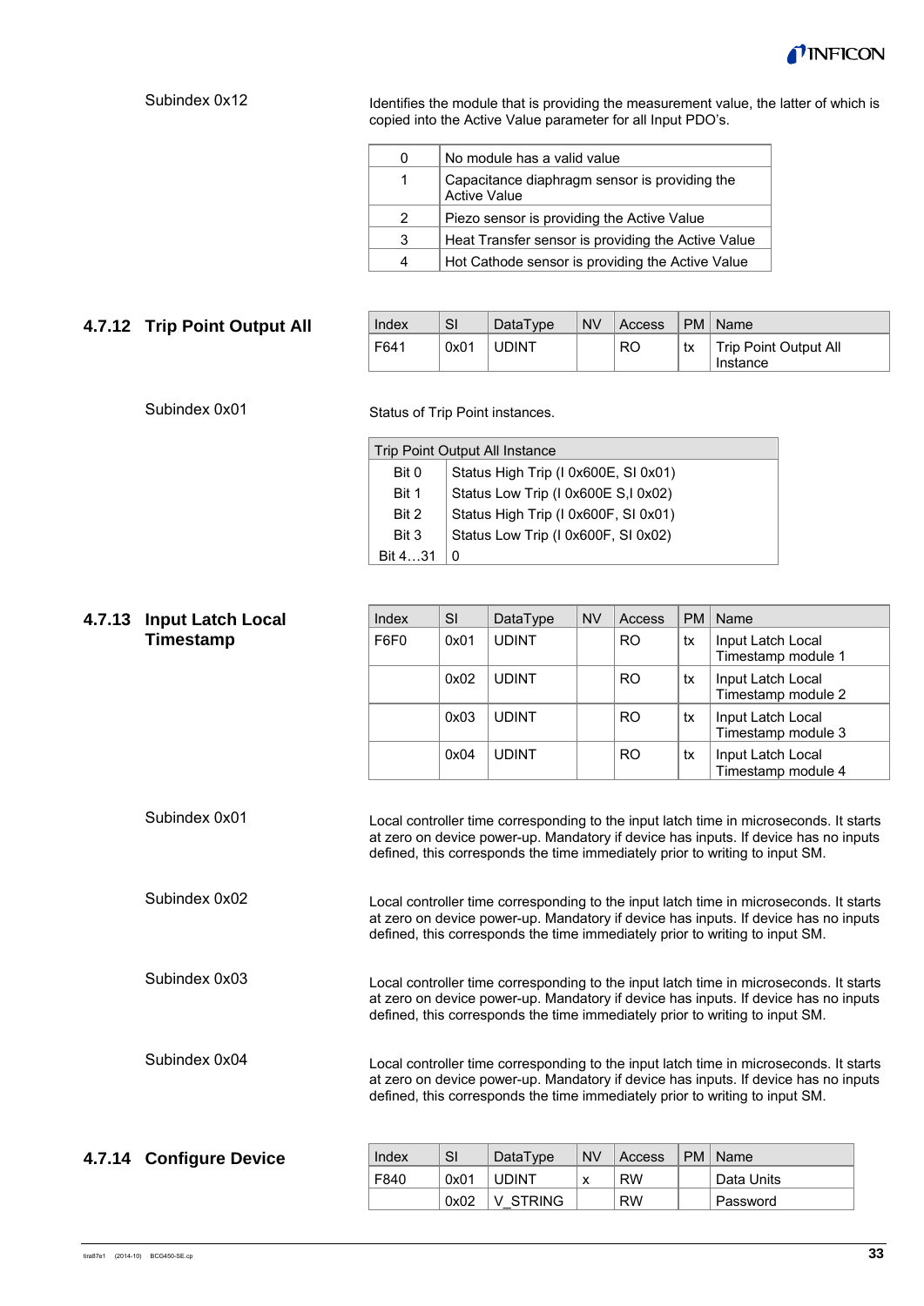Subindex 0x12

Identifies the module that is providing the measurement value, the latter of which is copied into the Active Value parameter for all Input PDO's.

| | |
|---|---|
| 0 | No module has a valid value |
| 1 | Capacitance diaphragm sensor is providing the Active Value |
| 2 | Piezo sensor is providing the Active Value |
| 3 | Heat Transfer sensor is providing the Active Value |
| 4 | Hot Cathode sensor is providing the Active Value |

### 4.7.12 Trip Point Output All

| Index | SI | DataType | NV | Access | PM | Name |
|---|---|---|---|---|---|---|
| F641 | 0x01 | UDINT | | RO | tx | Trip Point Output All Instance |

Subindex 0x01

Status of Trip Point instances.

| Trip Point Output All Instance | |
|---|---|
| Bit 0 | Status High Trip (I 0x600E, SI 0x01) |
| Bit 1 | Status Low Trip (I 0x600E S,I 0x02) |
| Bit 2 | Status High Trip (I 0x600F, SI 0x01) |
| Bit 3 | Status Low Trip (I 0x600F, SI 0x02) |
| Bit 4…31 | 0 |

### 4.7.13 Input Latch Local Timestamp

| Index | SI | DataType | NV | Access | PM | Name |
|---|---|---|---|---|---|---|
| F6F0 | 0x01 | UDINT | | RO | tx | Input Latch Local Timestamp module 1 |
| | 0x02 | UDINT | | RO | tx | Input Latch Local Timestamp module 2 |
| | 0x03 | UDINT | | RO | tx | Input Latch Local Timestamp module 3 |
| | 0x04 | UDINT | | RO | tx | Input Latch Local Timestamp module 4 |

Subindex 0x01

Local controller time corresponding to the input latch time in microseconds. It starts at zero on device power-up. Mandatory if device has inputs. If device has no inputs defined, this corresponds the time immediately prior to writing to input SM.

Subindex 0x02

Local controller time corresponding to the input latch time in microseconds. It starts at zero on device power-up. Mandatory if device has inputs. If device has no inputs defined, this corresponds the time immediately prior to writing to input SM.

Subindex 0x03

Local controller time corresponding to the input latch time in microseconds. It starts at zero on device power-up. Mandatory if device has inputs. If device has no inputs defined, this corresponds the time immediately prior to writing to input SM.

Subindex 0x04

Local controller time corresponding to the input latch time in microseconds. It starts at zero on device power-up. Mandatory if device has inputs. If device has no inputs defined, this corresponds the time immediately prior to writing to input SM.

### 4.7.14 Configure Device

| Index | SI | DataType | NV | Access | PM | Name |
|---|---|---|---|---|---|---|
| F840 | 0x01 | UDINT | x | RW | | Data Units |
| | 0x02 | V_STRING | | RW | | Password |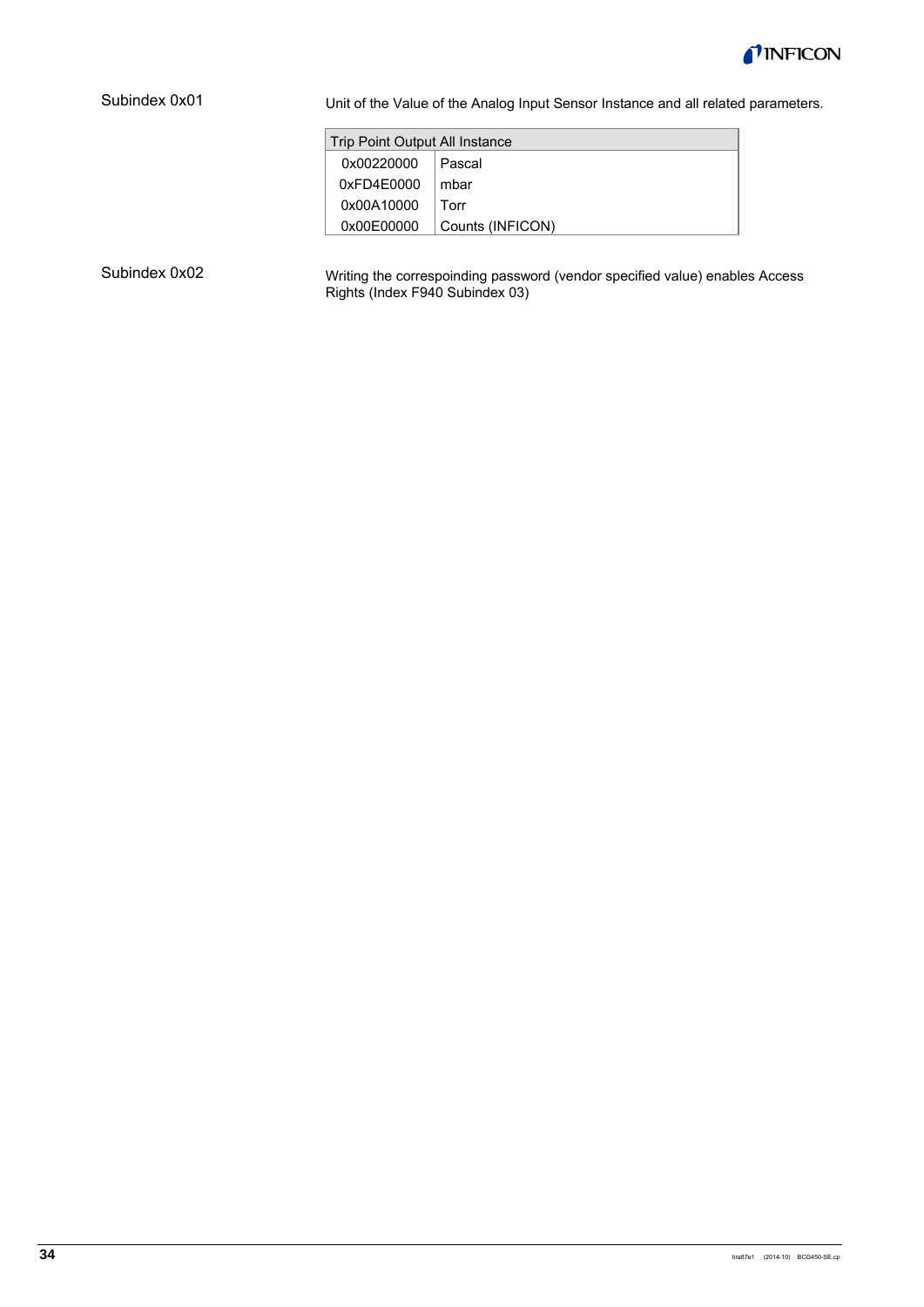Subindex 0x01

Unit of the Value of the Analog Input Sensor Instance and all related parameters.

| Trip Point Output All Instance | |
|---|---|
| 0x00220000 | Pascal |
| 0xFD4E0000 | mbar |
| 0x00A10000 | Torr |
| 0x00E00000 | Counts (INFICON) |

Subindex 0x02

Writing the correspoinding password (vendor specified value) enables Access Rights (Index F940 Subindex 03)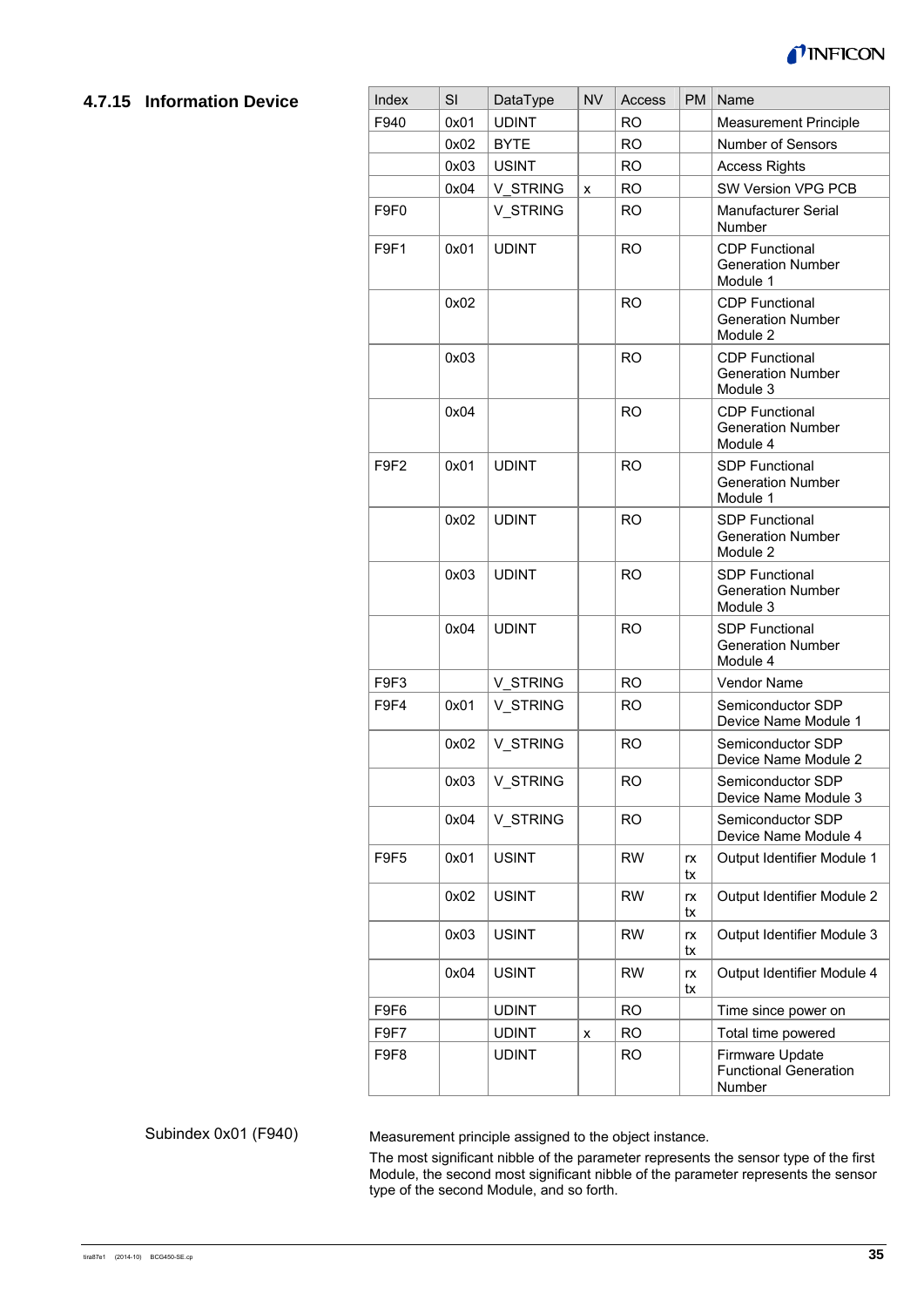### 4.7.15 Information Device

| Index | SI | DataType | NV | Access | PM | Name |
|---|---|---|---|---|---|---|
| F940 | 0x01 | UDINT | | RO | | Measurement Principle |
| | 0x02 | BYTE | | RO | | Number of Sensors |
| | 0x03 | USINT | | RO | | Access Rights |
| | 0x04 | V_STRING | x | RO | | SW Version VPG PCB |
| F9F0 | | V_STRING | | RO | | Manufacturer Serial Number |
| F9F1 | 0x01 | UDINT | | RO | | CDP Functional Generation Number Module 1 |
| | 0x02 | | | RO | | CDP Functional Generation Number Module 2 |
| | 0x03 | | | RO | | CDP Functional Generation Number Module 3 |
| | 0x04 | | | RO | | CDP Functional Generation Number Module 4 |
| F9F2 | 0x01 | UDINT | | RO | | SDP Functional Generation Number Module 1 |
| | 0x02 | UDINT | | RO | | SDP Functional Generation Number Module 2 |
| | 0x03 | UDINT | | RO | | SDP Functional Generation Number Module 3 |
| | 0x04 | UDINT | | RO | | SDP Functional Generation Number Module 4 |
| F9F3 | | V_STRING | | RO | | Vendor Name |
| F9F4 | 0x01 | V_STRING | | RO | | Semiconductor SDP Device Name Module 1 |
| | 0x02 | V_STRING | | RO | | Semiconductor SDP Device Name Module 2 |
| | 0x03 | V_STRING | | RO | | Semiconductor SDP Device Name Module 3 |
| | 0x04 | V_STRING | | RO | | Semiconductor SDP Device Name Module 4 |
| F9F5 | 0x01 | USINT | | RW | rx tx | Output Identifier Module 1 |
| | 0x02 | USINT | | RW | rx tx | Output Identifier Module 2 |
| | 0x03 | USINT | | RW | rx tx | Output Identifier Module 3 |
| | 0x04 | USINT | | RW | rx tx | Output Identifier Module 4 |
| F9F6 | | UDINT | | RO | | Time since power on |
| F9F7 | | UDINT | x | RO | | Total time powered |
| F9F8 | | UDINT | | RO | | Firmware Update Functional Generation Number |

Subindex 0x01 (F940)

Measurement principle assigned to the object instance.

The most significant nibble of the parameter represents the sensor type of the first Module, the second most significant nibble of the parameter represents the sensor type of the second Module, and so forth.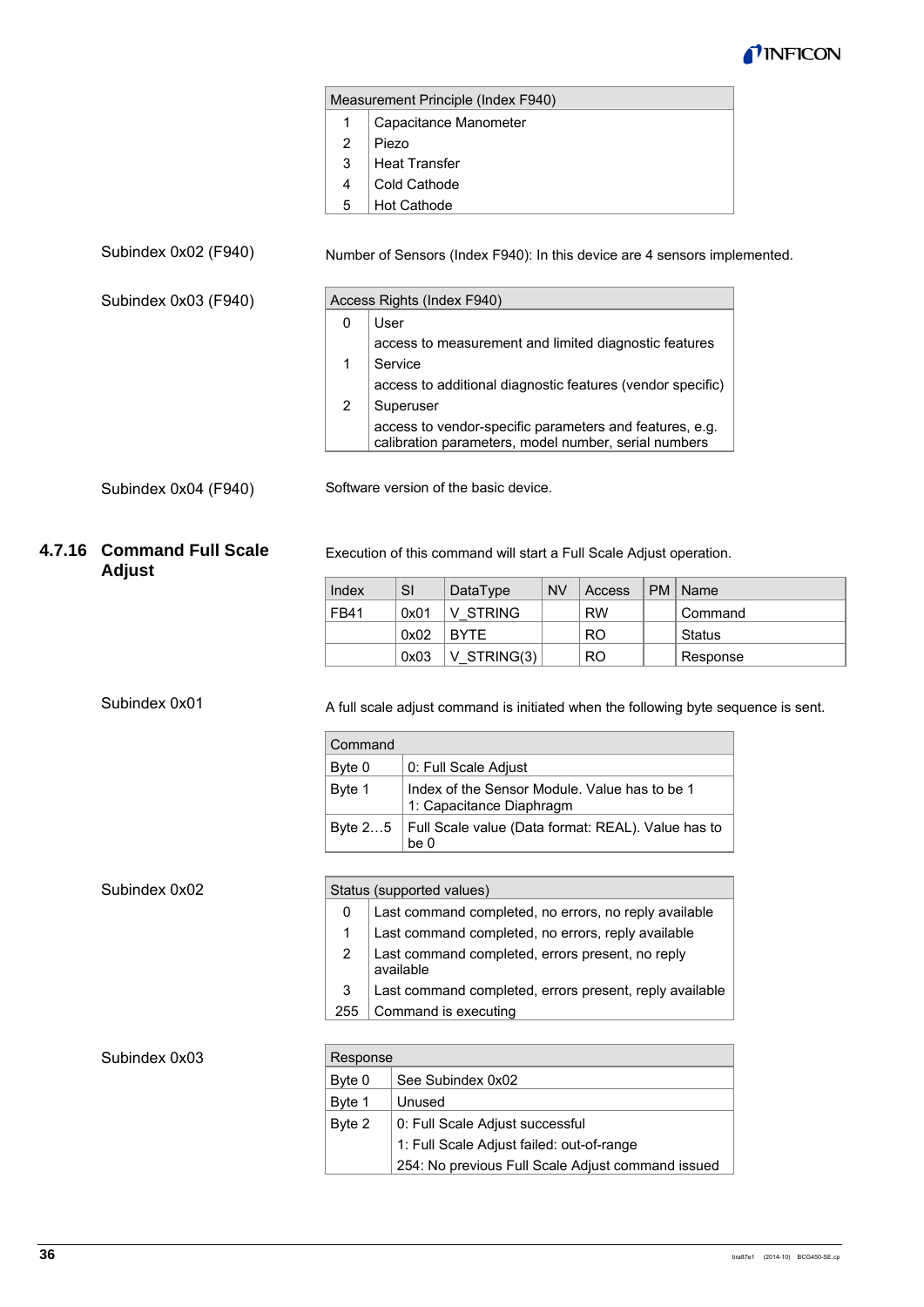| Measurement Principle (Index F940) | |
|---|---|
| 1 | Capacitance Manometer |
| 2 | Piezo |
| 3 | Heat Transfer |
| 4 | Cold Cathode |
| 5 | Hot Cathode |

Subindex 0x02 (F940)

Number of Sensors (Index F940): In this device are 4 sensors implemented.

Subindex 0x03 (F940)

| Access Rights (Index F940) | |
|---|---|
| 0 | User<br>access to measurement and limited diagnostic features |
| 1 | Service<br>access to additional diagnostic features (vendor specific) |
| 2 | Superuser<br>access to vendor-specific parameters and features, e.g. calibration parameters, model number, serial numbers |

Subindex 0x04 (F940)

Software version of the basic device.

### 4.7.16 Command Full Scale Adjust

Execution of this command will start a Full Scale Adjust operation.

| Index | SI | DataType | NV | Access | PM | Name |
|---|---|---|---|---|---|---|
| FB41 | 0x01 | V_STRING | | RW | | Command |
| | 0x02 | BYTE | | RO | | Status |
| | 0x03 | V_STRING(3) | | RO | | Response |

Subindex 0x01

A full scale adjust command is initiated when the following byte sequence is sent.

| Command | |
|---|---|
| Byte 0 | 0: Full Scale Adjust |
| Byte 1 | Index of the Sensor Module. Value has to be 1<br>1: Capacitance Diaphragm |
| Byte 2…5 | Full Scale value (Data format: REAL). Value has to be 0 |

Subindex 0x02

| Status (supported values) | |
|---|---|
| 0 | Last command completed, no errors, no reply available |
| 1 | Last command completed, no errors, reply available |
| 2 | Last command completed, errors present, no reply available |
| 3 | Last command completed, errors present, reply available |
| 255 | Command is executing |

Subindex 0x03

| Response | |
|---|---|
| Byte 0 | See Subindex 0x02 |
| Byte 1 | Unused |
| Byte 2 | 0: Full Scale Adjust successful<br>1: Full Scale Adjust failed: out-of-range<br>254: No previous Full Scale Adjust command issued |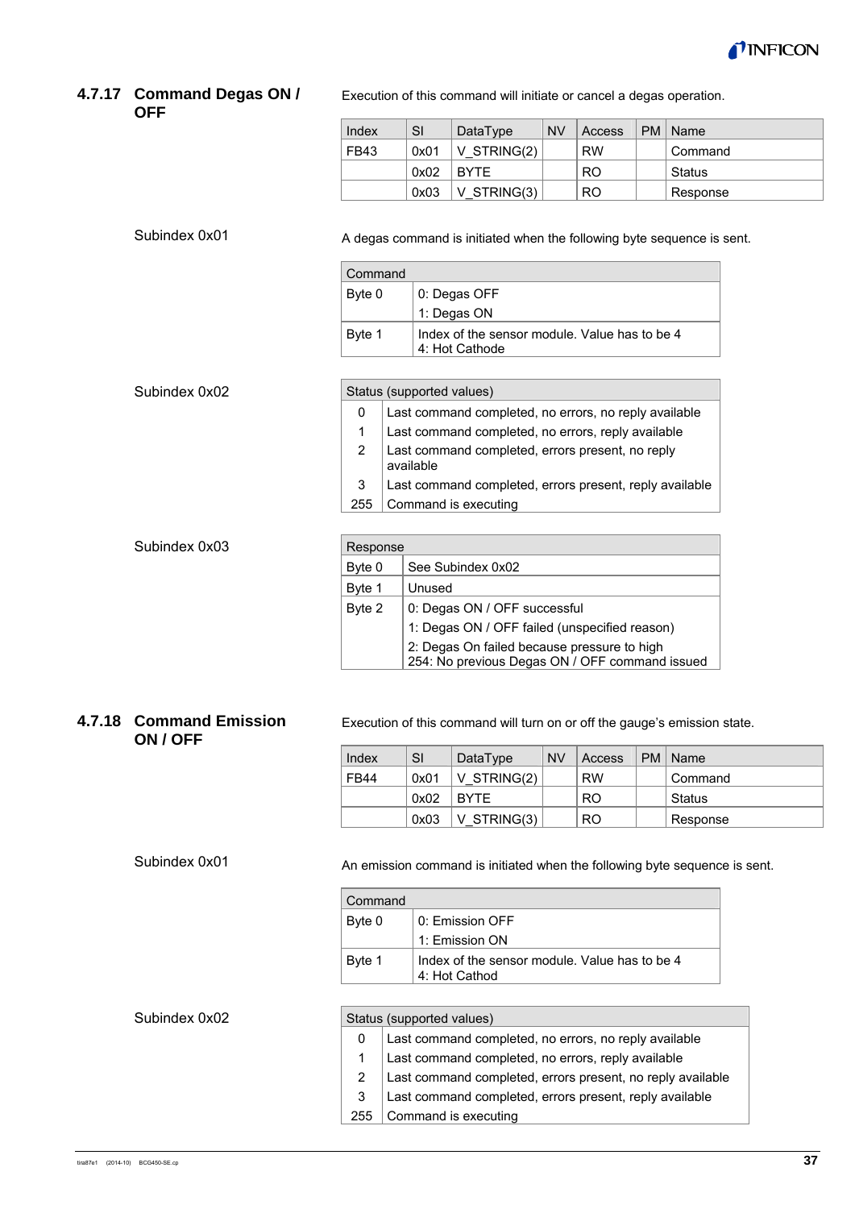### 4.7.17 Command Degas ON / OFF

Execution of this command will initiate or cancel a degas operation.

| Index | SI | DataType | NV | Access | PM | Name |
|---|---|---|---|---|---|---|
| FB43 | 0x01 | V_STRING(2) | | RW | | Command |
| | 0x02 | BYTE | | RO | | Status |
| | 0x03 | V_STRING(3) | | RO | | Response |

Subindex 0x01

A degas command is initiated when the following byte sequence is sent.

| Command | |
|---|---|
| Byte 0 | 0: Degas OFF<br>1: Degas ON |
| Byte 1 | Index of the sensor module. Value has to be 4<br>4: Hot Cathode |

Subindex 0x02

| Status (supported values) | |
|---|---|
| 0 | Last command completed, no errors, no reply available |
| 1 | Last command completed, no errors, reply available |
| 2 | Last command completed, errors present, no reply available |
| 3 | Last command completed, errors present, reply available |
| 255 | Command is executing |

Subindex 0x03

| Response | |
|---|---|
| Byte 0 | See Subindex 0x02 |
| Byte 1 | Unused |
| Byte 2 | 0: Degas ON / OFF successful<br>1: Degas ON / OFF failed (unspecified reason)<br>2: Degas On failed because pressure to high<br>254: No previous Degas ON / OFF command issued |

### 4.7.18 Command Emission ON / OFF

Execution of this command will turn on or off the gauge's emission state.

| Index | SI | DataType | NV | Access | PM | Name |
|---|---|---|---|---|---|---|
| FB44 | 0x01 | V_STRING(2) | | RW | | Command |
| | 0x02 | BYTE | | RO | | Status |
| | 0x03 | V_STRING(3) | | RO | | Response |

Subindex 0x01

An emission command is initiated when the following byte sequence is sent.

| Command | |
|---|---|
| Byte 0 | 0: Emission OFF<br>1: Emission ON |
| Byte 1 | Index of the sensor module. Value has to be 4<br>4: Hot Cathod |

Subindex 0x02

| Status (supported values) | |
|---|---|
| 0 | Last command completed, no errors, no reply available |
| 1 | Last command completed, no errors, reply available |
| 2 | Last command completed, errors present, no reply available |
| 3 | Last command completed, errors present, reply available |
| 255 | Command is executing |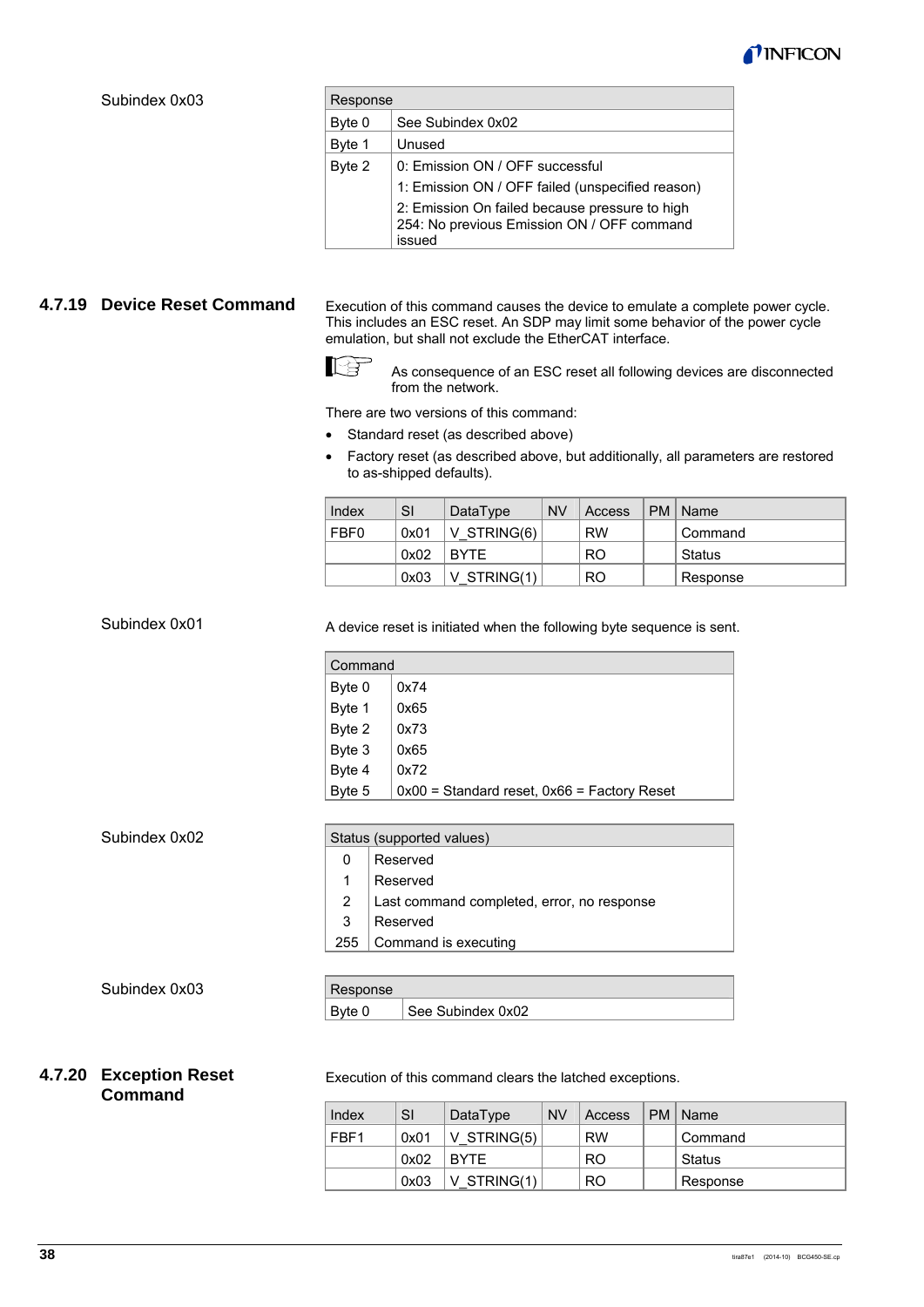Subindex 0x03

| Response | |
|---|---|
| Byte 0 | See Subindex 0x02 |
| Byte 1 | Unused |
| Byte 2 | 0: Emission ON / OFF successful<br>1: Emission ON / OFF failed (unspecified reason)<br>2: Emission On failed because pressure to high<br>254: No previous Emission ON / OFF command issued |

### 4.7.19 Device Reset Command

Execution of this command causes the device to emulate a complete power cycle. This includes an ESC reset. An SDP may limit some behavior of the power cycle emulation, but shall not exclude the EtherCAT interface.

As consequence of an ESC reset all following devices are disconnected from the network.

There are two versions of this command:

- Standard reset (as described above)
- Factory reset (as described above, but additionally, all parameters are restored to as-shipped defaults).

| Index | SI | DataType | NV | Access | PM | Name |
|---|---|---|---|---|---|---|
| FBF0 | 0x01 | V_STRING(6) | | RW | | Command |
| | 0x02 | BYTE | | RO | | Status |
| | 0x03 | V_STRING(1) | | RO | | Response |

Subindex 0x01

A device reset is initiated when the following byte sequence is sent.

| Command | |
|---|---|
| Byte 0 | 0x74 |
| Byte 1 | 0x65 |
| Byte 2 | 0x73 |
| Byte 3 | 0x65 |
| Byte 4 | 0x72 |
| Byte 5 | 0x00 = Standard reset, 0x66 = Factory Reset |

Subindex 0x02

| Status (supported values) | |
|---|---|
| 0 | Reserved |
| 1 | Reserved |
| 2 | Last command completed, error, no response |
| 3 | Reserved |
| 255 | Command is executing |

Subindex 0x03

| Response | |
|---|---|
| Byte 0 | See Subindex 0x02 |

### 4.7.20 Exception Reset Command

Execution of this command clears the latched exceptions.

| Index | SI | DataType | NV | Access | PM | Name |
|---|---|---|---|---|---|---|
| FBF1 | 0x01 | V_STRING(5) | | RW | | Command |
| | 0x02 | BYTE | | RO | | Status |
| | 0x03 | V_STRING(1) | | RO | | Response |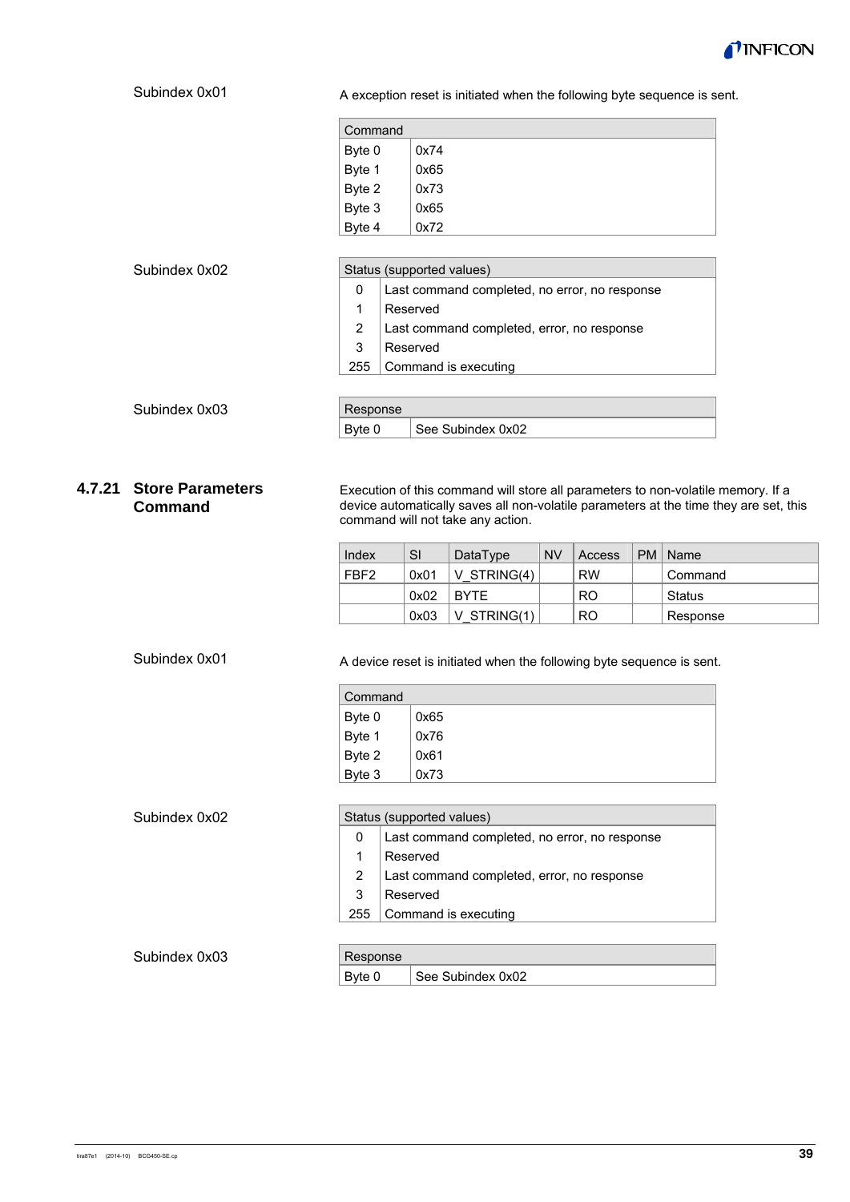Subindex 0x01

A exception reset is initiated when the following byte sequence is sent.

| Command | |
|---|---|
| Byte 0 | 0x74 |
| Byte 1 | 0x65 |
| Byte 2 | 0x73 |
| Byte 3 | 0x65 |
| Byte 4 | 0x72 |

Subindex 0x02

| Status (supported values) | |
|---|---|
| 0 | Last command completed, no error, no response |
| 1 | Reserved |
| 2 | Last command completed, error, no response |
| 3 | Reserved |
| 255 | Command is executing |

Subindex 0x03

| Response | |
|---|---|
| Byte 0 | See Subindex 0x02 |

### 4.7.21 Store Parameters Command

Execution of this command will store all parameters to non-volatile memory. If a device automatically saves all non-volatile parameters at the time they are set, this command will not take any action.

| Index | SI | DataType | NV | Access | PM | Name |
|---|---|---|---|---|---|---|
| FBF2 | 0x01 | V_STRING(4) | | RW | | Command |
| | 0x02 | BYTE | | RO | | Status |
| | 0x03 | V_STRING(1) | | RO | | Response |

Subindex 0x01

A device reset is initiated when the following byte sequence is sent.

| Command | |
|---|---|
| Byte 0 | 0x65 |
| Byte 1 | 0x76 |
| Byte 2 | 0x61 |
| Byte 3 | 0x73 |

Subindex 0x02

| Status (supported values) | |
|---|---|
| 0 | Last command completed, no error, no response |
| 1 | Reserved |
| 2 | Last command completed, error, no response |
| 3 | Reserved |
| 255 | Command is executing |

Subindex 0x03

| Response | |
|---|---|
| Byte 0 | See Subindex 0x02 |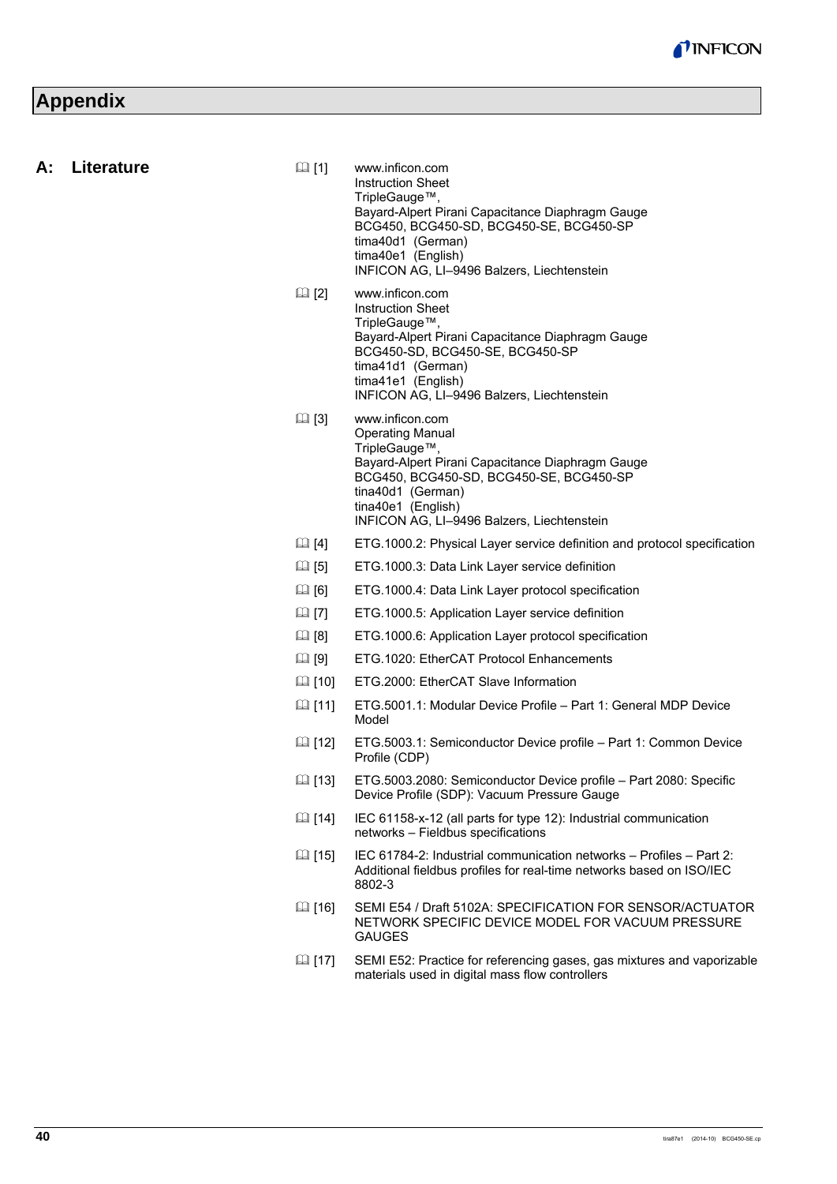# Appendix

## A: Literature

📖 [1] www.inficon.com
Instruction Sheet
TripleGauge™,
Bayard-Alpert Pirani Capacitance Diaphragm Gauge
BCG450, BCG450-SD, BCG450-SE, BCG450-SP
tima40d1 (German)
tima40e1 (English)
INFICON AG, LI–9496 Balzers, Liechtenstein

📖 [2] www.inficon.com
Instruction Sheet
TripleGauge™,
Bayard-Alpert Pirani Capacitance Diaphragm Gauge
BCG450-SD, BCG450-SE, BCG450-SP
tima41d1 (German)
tima41e1 (English)
INFICON AG, LI–9496 Balzers, Liechtenstein

📖 [3] www.inficon.com
Operating Manual
TripleGauge™,
Bayard-Alpert Pirani Capacitance Diaphragm Gauge
BCG450, BCG450-SD, BCG450-SE, BCG450-SP
tina40d1 (German)
tina40e1 (English)
INFICON AG, LI–9496 Balzers, Liechtenstein

📖 [4] ETG.1000.2: Physical Layer service definition and protocol specification

📖 [5] ETG.1000.3: Data Link Layer service definition

📖 [6] ETG.1000.4: Data Link Layer protocol specification

📖 [7] ETG.1000.5: Application Layer service definition

📖 [8] ETG.1000.6: Application Layer protocol specification

📖 [9] ETG.1020: EtherCAT Protocol Enhancements

📖 [10] ETG.2000: EtherCAT Slave Information

📖 [11] ETG.5001.1: Modular Device Profile – Part 1: General MDP Device Model

📖 [12] ETG.5003.1: Semiconductor Device profile – Part 1: Common Device Profile (CDP)

📖 [13] ETG.5003.2080: Semiconductor Device profile – Part 2080: Specific Device Profile (SDP): Vacuum Pressure Gauge

📖 [14] IEC 61158-x-12 (all parts for type 12): Industrial communication networks – Fieldbus specifications

📖 [15] IEC 61784-2: Industrial communication networks – Profiles – Part 2: Additional fieldbus profiles for real-time networks based on ISO/IEC 8802-3

📖 [16] SEMI E54 / Draft 5102A: SPECIFICATION FOR SENSOR/ACTUATOR NETWORK SPECIFIC DEVICE MODEL FOR VACUUM PRESSURE GAUGES

📖 [17] SEMI E52: Practice for referencing gases, gas mixtures and vaporizable materials used in digital mass flow controllers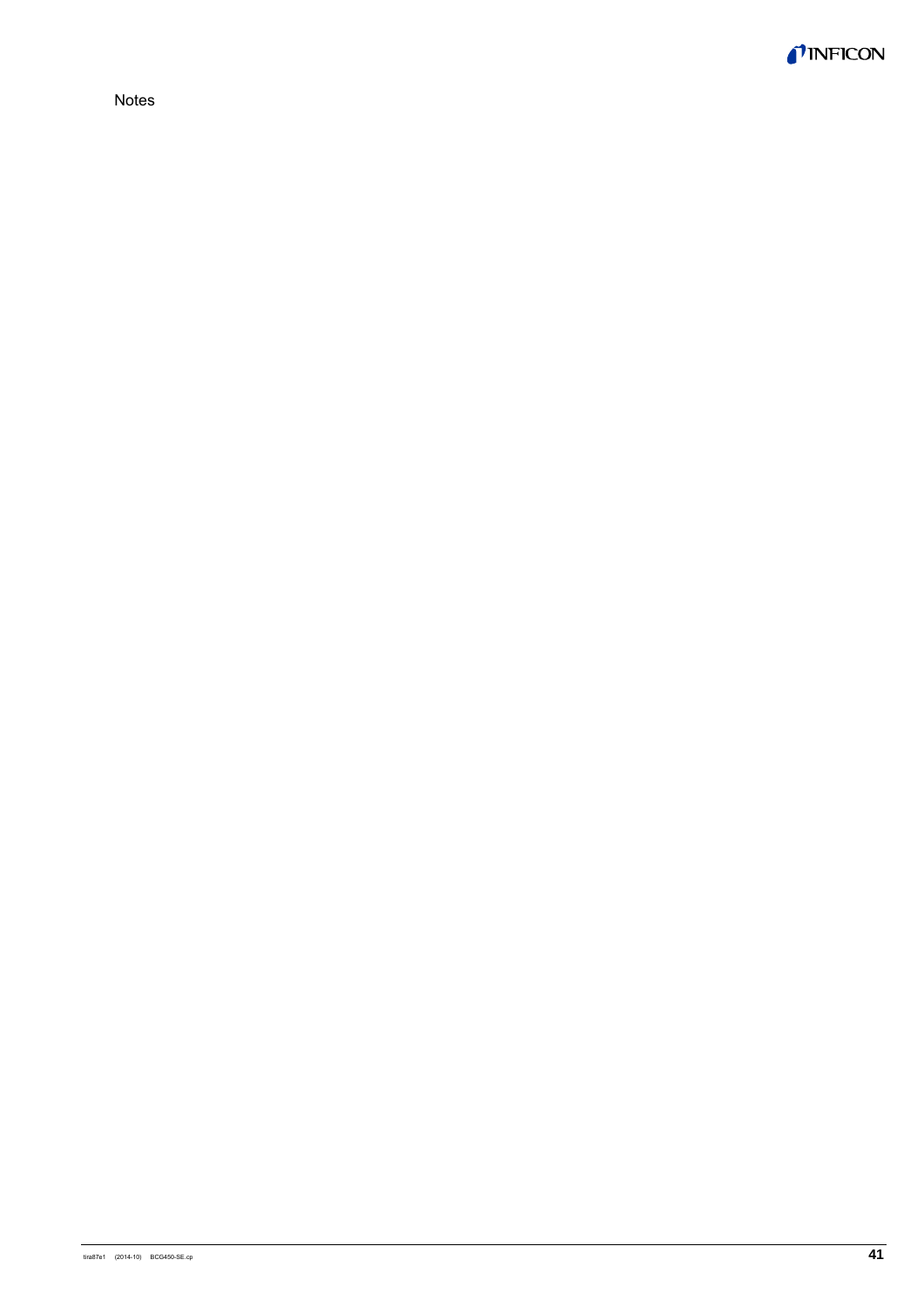Notes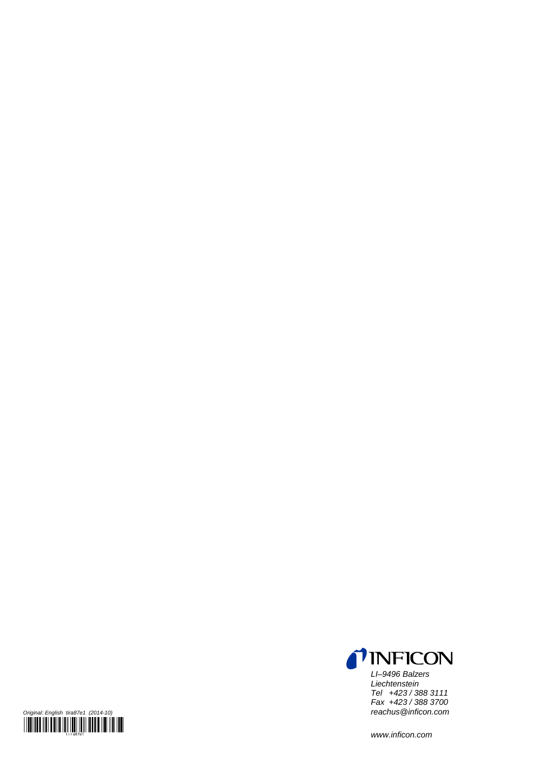Original: English tira87e1 (2014-10)

tira87e1

INFICON

*LI–9496 Balzers*
*Liechtenstein*
*Tel +423 / 388 3111*
*Fax +423 / 388 3700*
*reachus@inficon.com*

*www.inficon.com*